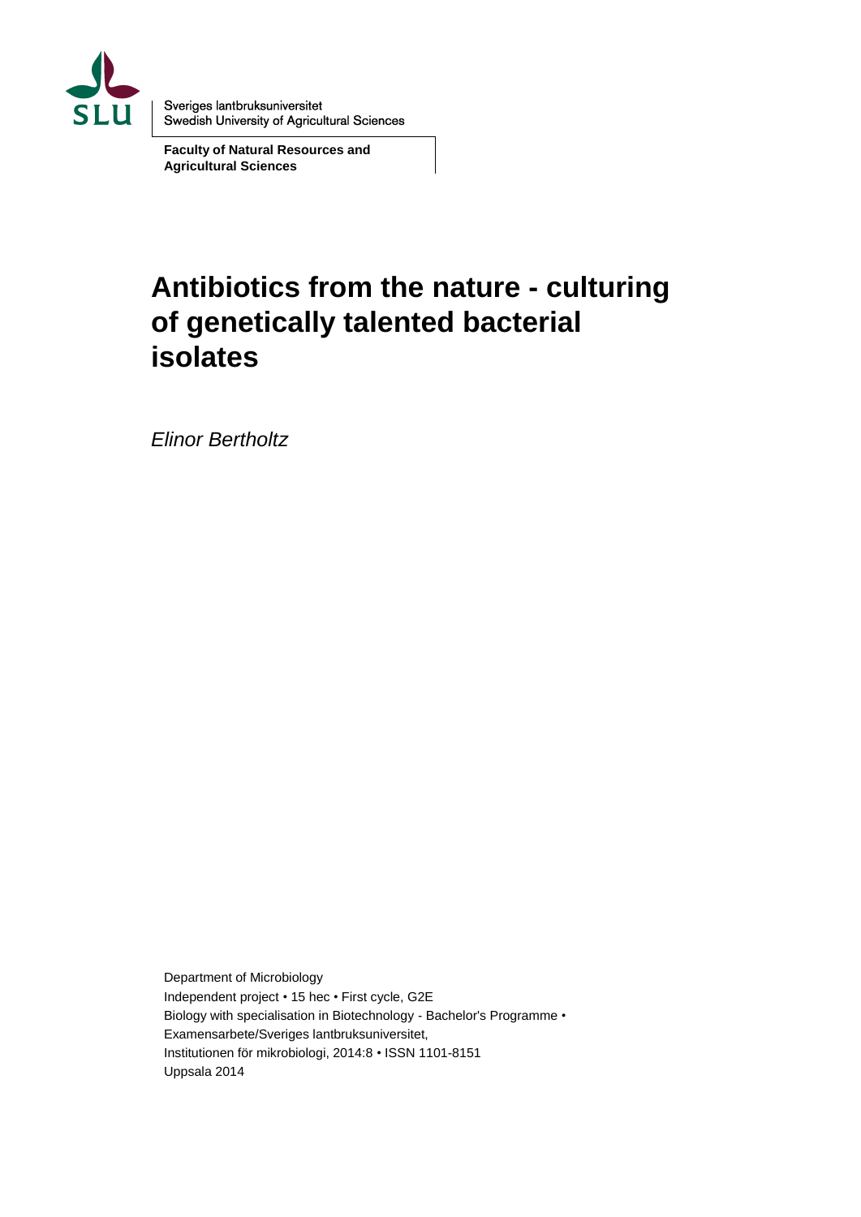SLU

Sveriges lantbruksuniversitet
Swedish University of Agricultural Sciences

**Faculty of Natural Resources and Agricultural Sciences**

# Antibiotics from the nature - culturing of genetically talented bacterial isolates

*Elinor Bertholtz*

Department of Microbiology
Independent project • 15 hec • First cycle, G2E
Biology with specialisation in Biotechnology - Bachelor's Programme •
Examensarbete/Sveriges lantbruksuniversitet,
Institutionen för mikrobiologi, 2014:8 • ISSN 1101-8151
Uppsala 2014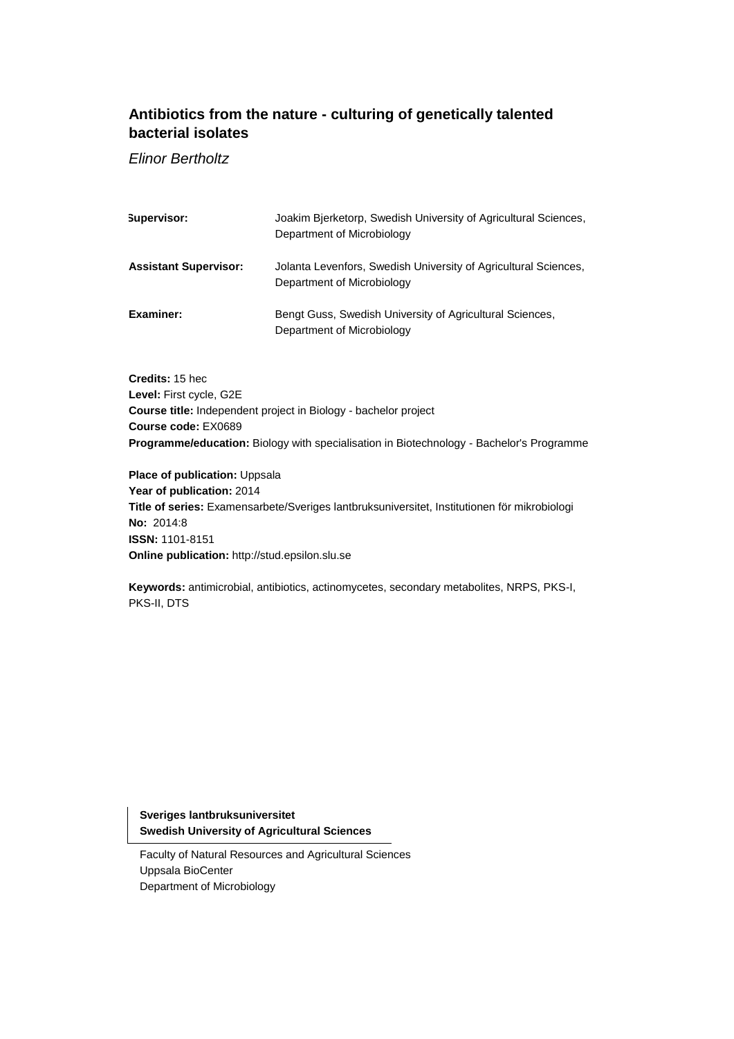# Antibiotics from the nature - culturing of genetically talented bacterial isolates

*Elinor Bertholtz*

| | |
|---|---|
| **Supervisor:** | Joakim Bjerketorp, Swedish University of Agricultural Sciences, Department of Microbiology |
| **Assistant Supervisor:** | Jolanta Levenfors, Swedish University of Agricultural Sciences, Department of Microbiology |
| **Examiner:** | Bengt Guss, Swedish University of Agricultural Sciences, Department of Microbiology |

**Credits:** 15 hec
**Level:** First cycle, G2E
**Course title:** Independent project in Biology - bachelor project
**Course code:** EX0689
**Programme/education:** Biology with specialisation in Biotechnology - Bachelor's Programme

**Place of publication:** Uppsala
**Year of publication:** 2014
**Title of series:** Examensarbete/Sveriges lantbruksuniversitet, Institutionen för mikrobiologi
**No:** 2014:8
**ISSN:** 1101-8151
**Online publication:** http://stud.epsilon.slu.se

**Keywords:** antimicrobial, antibiotics, actinomycetes, secondary metabolites, NRPS, PKS-I, PKS-II, DTS

**Sveriges lantbruksuniversitet**
**Swedish University of Agricultural Sciences**

Faculty of Natural Resources and Agricultural Sciences
Uppsala BioCenter
Department of Microbiology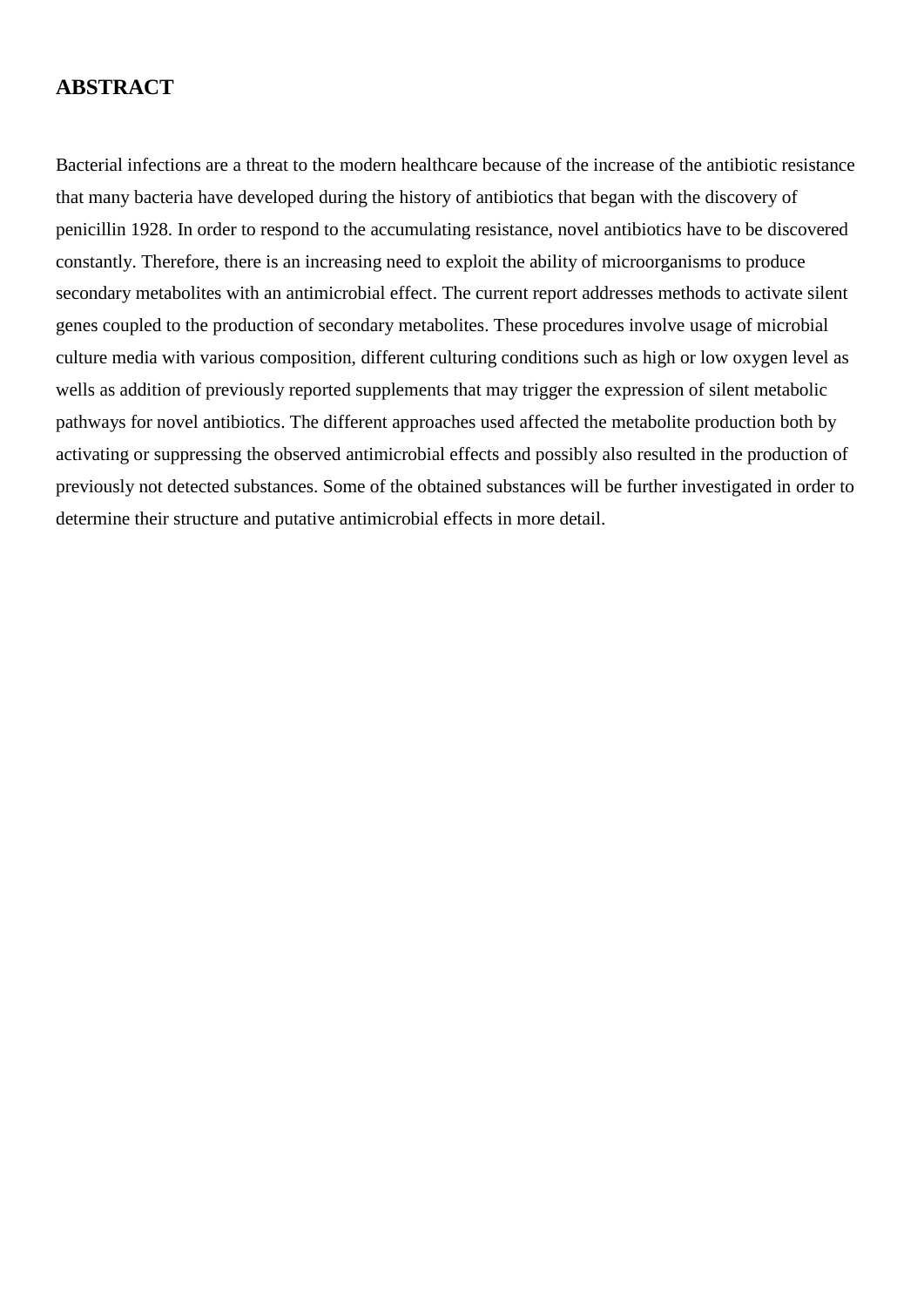## ABSTRACT

Bacterial infections are a threat to the modern healthcare because of the increase of the antibiotic resistance that many bacteria have developed during the history of antibiotics that began with the discovery of penicillin 1928. In order to respond to the accumulating resistance, novel antibiotics have to be discovered constantly. Therefore, there is an increasing need to exploit the ability of microorganisms to produce secondary metabolites with an antimicrobial effect. The current report addresses methods to activate silent genes coupled to the production of secondary metabolites. These procedures involve usage of microbial culture media with various composition, different culturing conditions such as high or low oxygen level as wells as addition of previously reported supplements that may trigger the expression of silent metabolic pathways for novel antibiotics. The different approaches used affected the metabolite production both by activating or suppressing the observed antimicrobial effects and possibly also resulted in the production of previously not detected substances. Some of the obtained substances will be further investigated in order to determine their structure and putative antimicrobial effects in more detail.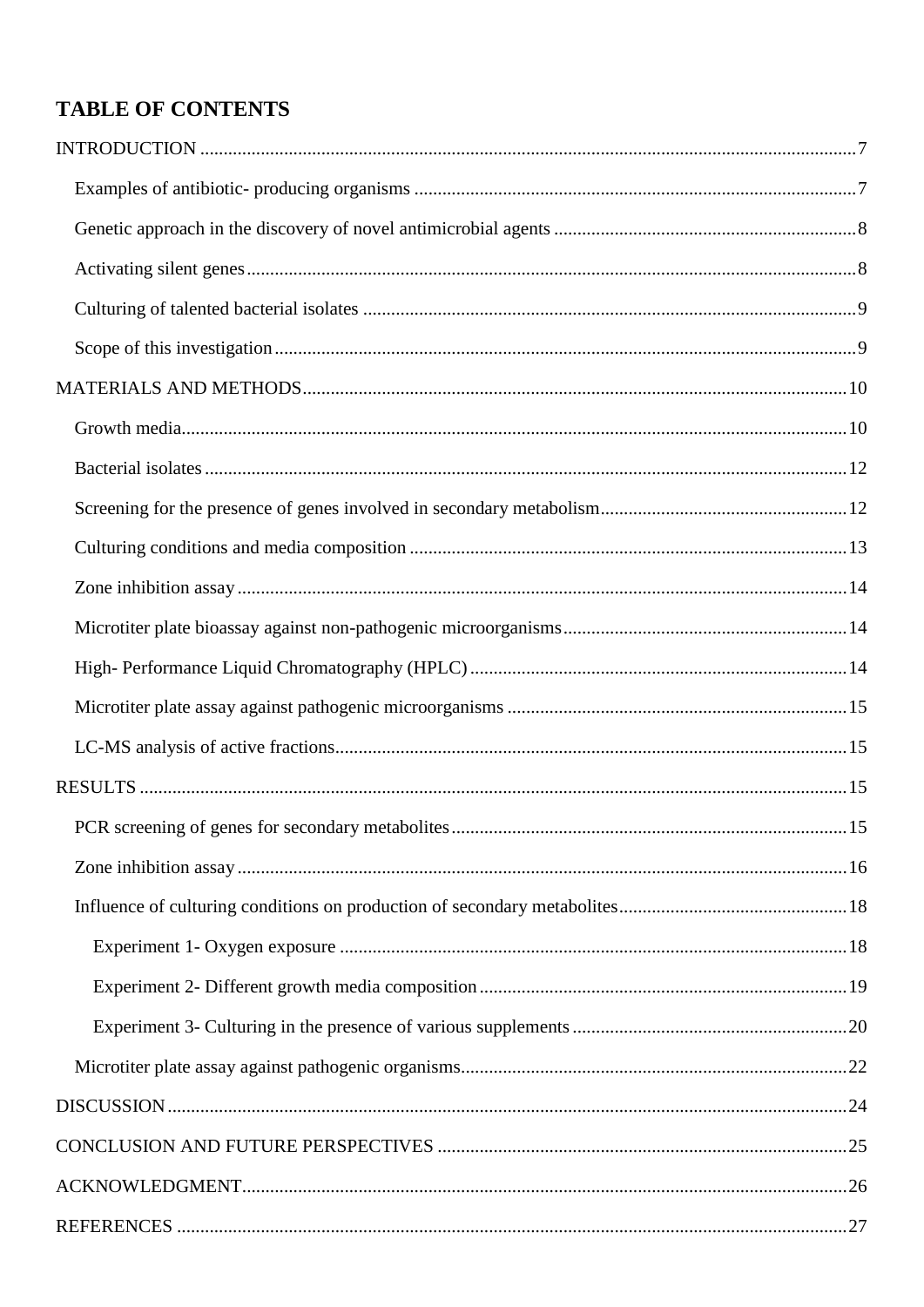## TABLE OF CONTENTS

INTRODUCTION ..... 7

- Examples of antibiotic- producing organisms ..... 7
- Genetic approach in the discovery of novel antimicrobial agents ..... 8
- Activating silent genes ..... 8
- Culturing of talented bacterial isolates ..... 9
- Scope of this investigation ..... 9

MATERIALS AND METHODS ..... 10

- Growth media ..... 10
- Bacterial isolates ..... 12
- Screening for the presence of genes involved in secondary metabolism ..... 12
- Culturing conditions and media composition ..... 13
- Zone inhibition assay ..... 14
- Microtiter plate bioassay against non-pathogenic microorganisms ..... 14
- High- Performance Liquid Chromatography (HPLC) ..... 14
- Microtiter plate assay against pathogenic microorganisms ..... 15
- LC-MS analysis of active fractions ..... 15

RESULTS ..... 15

- PCR screening of genes for secondary metabolites ..... 15
- Zone inhibition assay ..... 16
- Influence of culturing conditions on production of secondary metabolites ..... 18
  - Experiment 1- Oxygen exposure ..... 18
  - Experiment 2- Different growth media composition ..... 19
  - Experiment 3- Culturing in the presence of various supplements ..... 20
- Microtiter plate assay against pathogenic organisms ..... 22

DISCUSSION ..... 24

CONCLUSION AND FUTURE PERSPECTIVES ..... 25

ACKNOWLEDGMENT ..... 26

REFERENCES ..... 27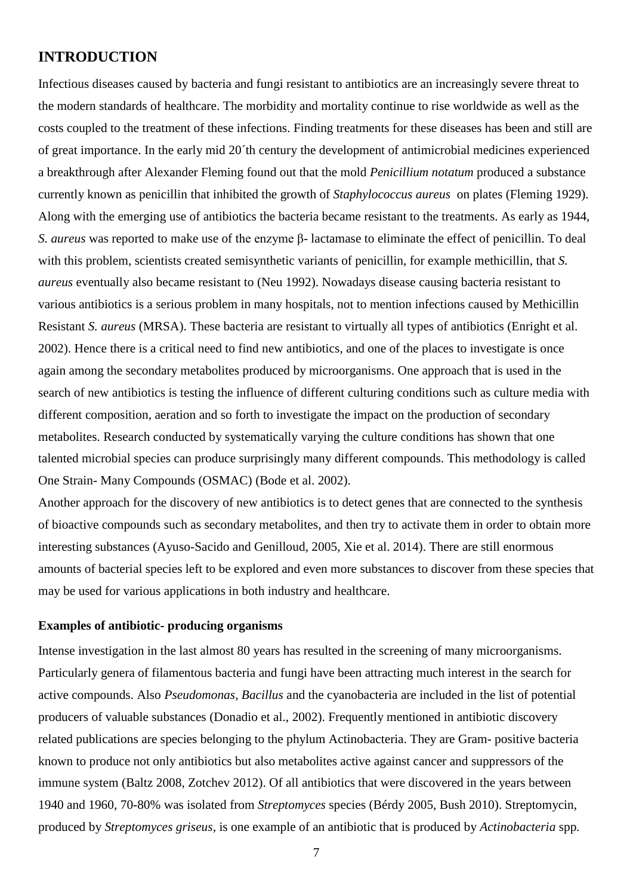## INTRODUCTION

Infectious diseases caused by bacteria and fungi resistant to antibiotics are an increasingly severe threat to the modern standards of healthcare. The morbidity and mortality continue to rise worldwide as well as the costs coupled to the treatment of these infections. Finding treatments for these diseases has been and still are of great importance. In the early mid 20´th century the development of antimicrobial medicines experienced a breakthrough after Alexander Fleming found out that the mold *Penicillium notatum* produced a substance currently known as penicillin that inhibited the growth of *Staphylococcus aureus* on plates (Fleming 1929). Along with the emerging use of antibiotics the bacteria became resistant to the treatments. As early as 1944, *S. aureus* was reported to make use of the enzyme β- lactamase to eliminate the effect of penicillin. To deal with this problem, scientists created semisynthetic variants of penicillin, for example methicillin, that *S. aureus* eventually also became resistant to (Neu 1992). Nowadays disease causing bacteria resistant to various antibiotics is a serious problem in many hospitals, not to mention infections caused by Methicillin Resistant *S. aureus* (MRSA). These bacteria are resistant to virtually all types of antibiotics (Enright et al. 2002). Hence there is a critical need to find new antibiotics, and one of the places to investigate is once again among the secondary metabolites produced by microorganisms. One approach that is used in the search of new antibiotics is testing the influence of different culturing conditions such as culture media with different composition, aeration and so forth to investigate the impact on the production of secondary metabolites. Research conducted by systematically varying the culture conditions has shown that one talented microbial species can produce surprisingly many different compounds. This methodology is called One Strain- Many Compounds (OSMAC) (Bode et al. 2002).

Another approach for the discovery of new antibiotics is to detect genes that are connected to the synthesis of bioactive compounds such as secondary metabolites, and then try to activate them in order to obtain more interesting substances (Ayuso-Sacido and Genilloud, 2005, Xie et al. 2014). There are still enormous amounts of bacterial species left to be explored and even more substances to discover from these species that may be used for various applications in both industry and healthcare.

### Examples of antibiotic- producing organisms

Intense investigation in the last almost 80 years has resulted in the screening of many microorganisms. Particularly genera of filamentous bacteria and fungi have been attracting much interest in the search for active compounds. Also *Pseudomonas, Bacillus* and the cyanobacteria are included in the list of potential producers of valuable substances (Donadio et al., 2002). Frequently mentioned in antibiotic discovery related publications are species belonging to the phylum Actinobacteria. They are Gram- positive bacteria known to produce not only antibiotics but also metabolites active against cancer and suppressors of the immune system (Baltz 2008, Zotchev 2012). Of all antibiotics that were discovered in the years between 1940 and 1960, 70-80% was isolated from *Streptomyces* species (Bérdy 2005, Bush 2010). Streptomycin, produced by *Streptomyces griseus*, is one example of an antibiotic that is produced by *Actinobacteria* spp.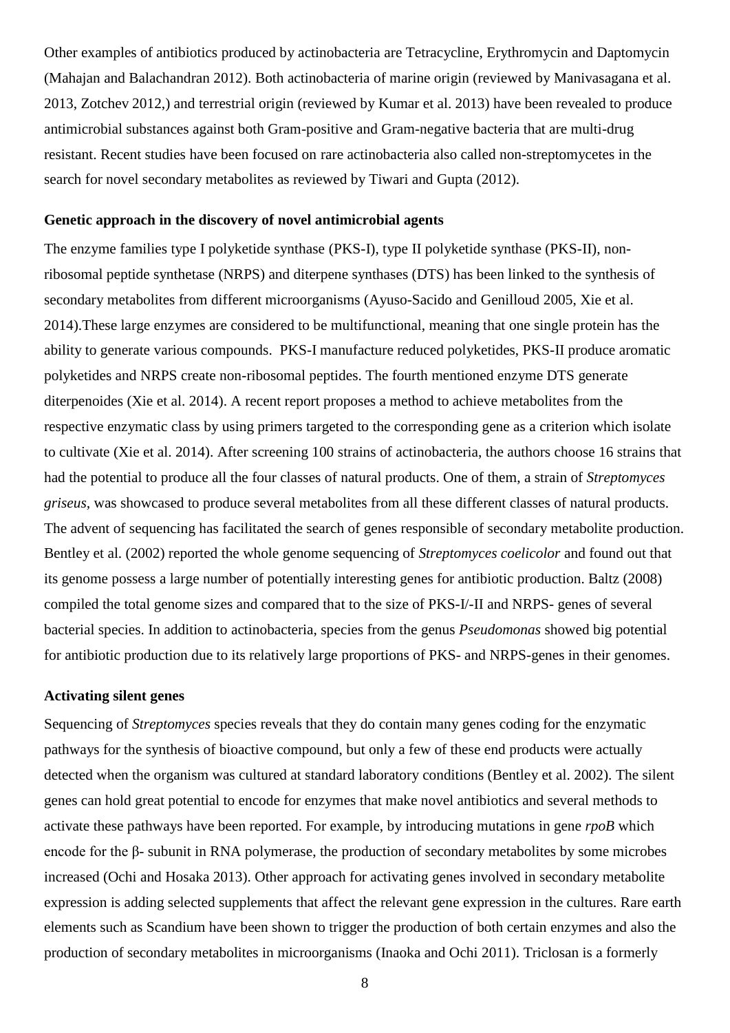Other examples of antibiotics produced by actinobacteria are Tetracycline, Erythromycin and Daptomycin (Mahajan and Balachandran 2012). Both actinobacteria of marine origin (reviewed by Manivasagana et al. 2013, Zotchev 2012,) and terrestrial origin (reviewed by Kumar et al. 2013) have been revealed to produce antimicrobial substances against both Gram-positive and Gram-negative bacteria that are multi-drug resistant. Recent studies have been focused on rare actinobacteria also called non-streptomycetes in the search for novel secondary metabolites as reviewed by Tiwari and Gupta (2012).

**Genetic approach in the discovery of novel antimicrobial agents**

The enzyme families type I polyketide synthase (PKS-I), type II polyketide synthase (PKS-II), non-ribosomal peptide synthetase (NRPS) and diterpene synthases (DTS) has been linked to the synthesis of secondary metabolites from different microorganisms (Ayuso-Sacido and Genilloud 2005, Xie et al. 2014).These large enzymes are considered to be multifunctional, meaning that one single protein has the ability to generate various compounds. PKS-I manufacture reduced polyketides, PKS-II produce aromatic polyketides and NRPS create non-ribosomal peptides. The fourth mentioned enzyme DTS generate diterpenoides (Xie et al. 2014). A recent report proposes a method to achieve metabolites from the respective enzymatic class by using primers targeted to the corresponding gene as a criterion which isolate to cultivate (Xie et al. 2014). After screening 100 strains of actinobacteria, the authors choose 16 strains that had the potential to produce all the four classes of natural products. One of them, a strain of *Streptomyces griseus*, was showcased to produce several metabolites from all these different classes of natural products. The advent of sequencing has facilitated the search of genes responsible of secondary metabolite production. Bentley et al. (2002) reported the whole genome sequencing of *Streptomyces coelicolor* and found out that its genome possess a large number of potentially interesting genes for antibiotic production. Baltz (2008) compiled the total genome sizes and compared that to the size of PKS-I/-II and NRPS- genes of several bacterial species. In addition to actinobacteria, species from the genus *Pseudomonas* showed big potential for antibiotic production due to its relatively large proportions of PKS- and NRPS-genes in their genomes.

**Activating silent genes**

Sequencing of *Streptomyces* species reveals that they do contain many genes coding for the enzymatic pathways for the synthesis of bioactive compound, but only a few of these end products were actually detected when the organism was cultured at standard laboratory conditions (Bentley et al. 2002). The silent genes can hold great potential to encode for enzymes that make novel antibiotics and several methods to activate these pathways have been reported. For example, by introducing mutations in gene *rpoB* which encode for the β- subunit in RNA polymerase, the production of secondary metabolites by some microbes increased (Ochi and Hosaka 2013). Other approach for activating genes involved in secondary metabolite expression is adding selected supplements that affect the relevant gene expression in the cultures. Rare earth elements such as Scandium have been shown to trigger the production of both certain enzymes and also the production of secondary metabolites in microorganisms (Inaoka and Ochi 2011). Triclosan is a formerly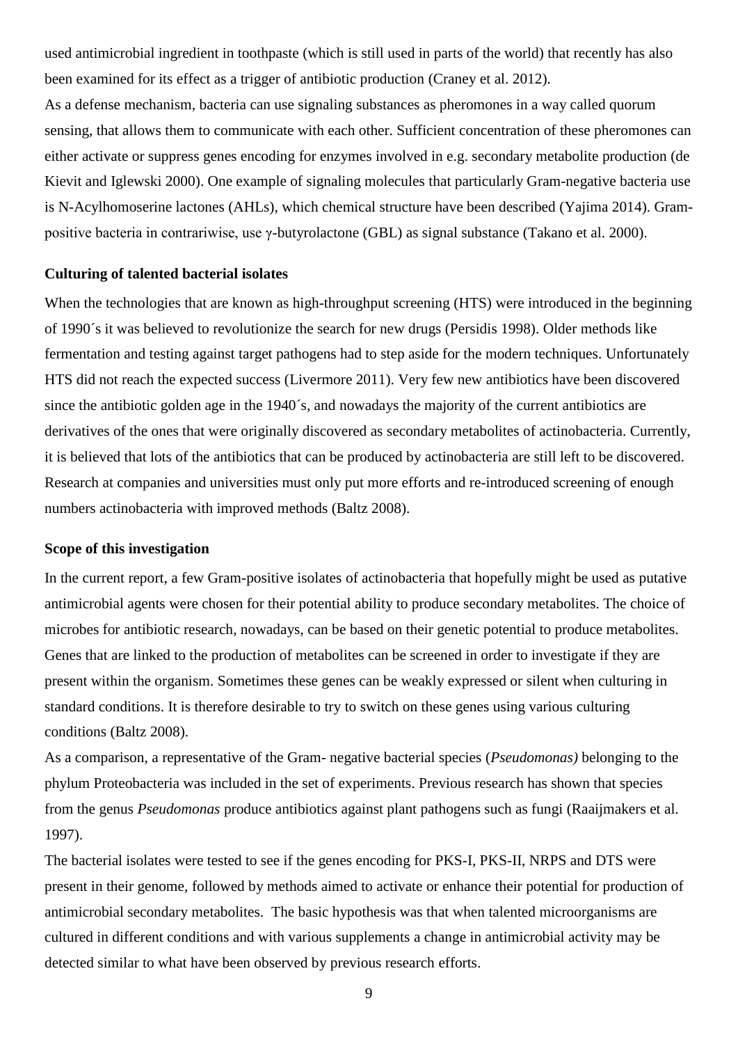used antimicrobial ingredient in toothpaste (which is still used in parts of the world) that recently has also been examined for its effect as a trigger of antibiotic production (Craney et al. 2012).

As a defense mechanism, bacteria can use signaling substances as pheromones in a way called quorum sensing, that allows them to communicate with each other. Sufficient concentration of these pheromones can either activate or suppress genes encoding for enzymes involved in e.g. secondary metabolite production (de Kievit and Iglewski 2000). One example of signaling molecules that particularly Gram-negative bacteria use is N-Acylhomoserine lactones (AHLs), which chemical structure have been described (Yajima 2014). Gram-positive bacteria in contrariwise, use γ-butyrolactone (GBL) as signal substance (Takano et al. 2000).

**Culturing of talented bacterial isolates**

When the technologies that are known as high-throughput screening (HTS) were introduced in the beginning of 1990´s it was believed to revolutionize the search for new drugs (Persidis 1998). Older methods like fermentation and testing against target pathogens had to step aside for the modern techniques. Unfortunately HTS did not reach the expected success (Livermore 2011). Very few new antibiotics have been discovered since the antibiotic golden age in the 1940´s, and nowadays the majority of the current antibiotics are derivatives of the ones that were originally discovered as secondary metabolites of actinobacteria. Currently, it is believed that lots of the antibiotics that can be produced by actinobacteria are still left to be discovered. Research at companies and universities must only put more efforts and re-introduced screening of enough numbers actinobacteria with improved methods (Baltz 2008).

**Scope of this investigation**

In the current report, a few Gram-positive isolates of actinobacteria that hopefully might be used as putative antimicrobial agents were chosen for their potential ability to produce secondary metabolites. The choice of microbes for antibiotic research, nowadays, can be based on their genetic potential to produce metabolites. Genes that are linked to the production of metabolites can be screened in order to investigate if they are present within the organism. Sometimes these genes can be weakly expressed or silent when culturing in standard conditions. It is therefore desirable to try to switch on these genes using various culturing conditions (Baltz 2008).

As a comparison, a representative of the Gram- negative bacterial species (*Pseudomonas)* belonging to the phylum Proteobacteria was included in the set of experiments. Previous research has shown that species from the genus *Pseudomonas* produce antibiotics against plant pathogens such as fungi (Raaijmakers et al. 1997).

The bacterial isolates were tested to see if the genes encoding for PKS-I, PKS-II, NRPS and DTS were present in their genome, followed by methods aimed to activate or enhance their potential for production of antimicrobial secondary metabolites. The basic hypothesis was that when talented microorganisms are cultured in different conditions and with various supplements a change in antimicrobial activity may be detected similar to what have been observed by previous research efforts.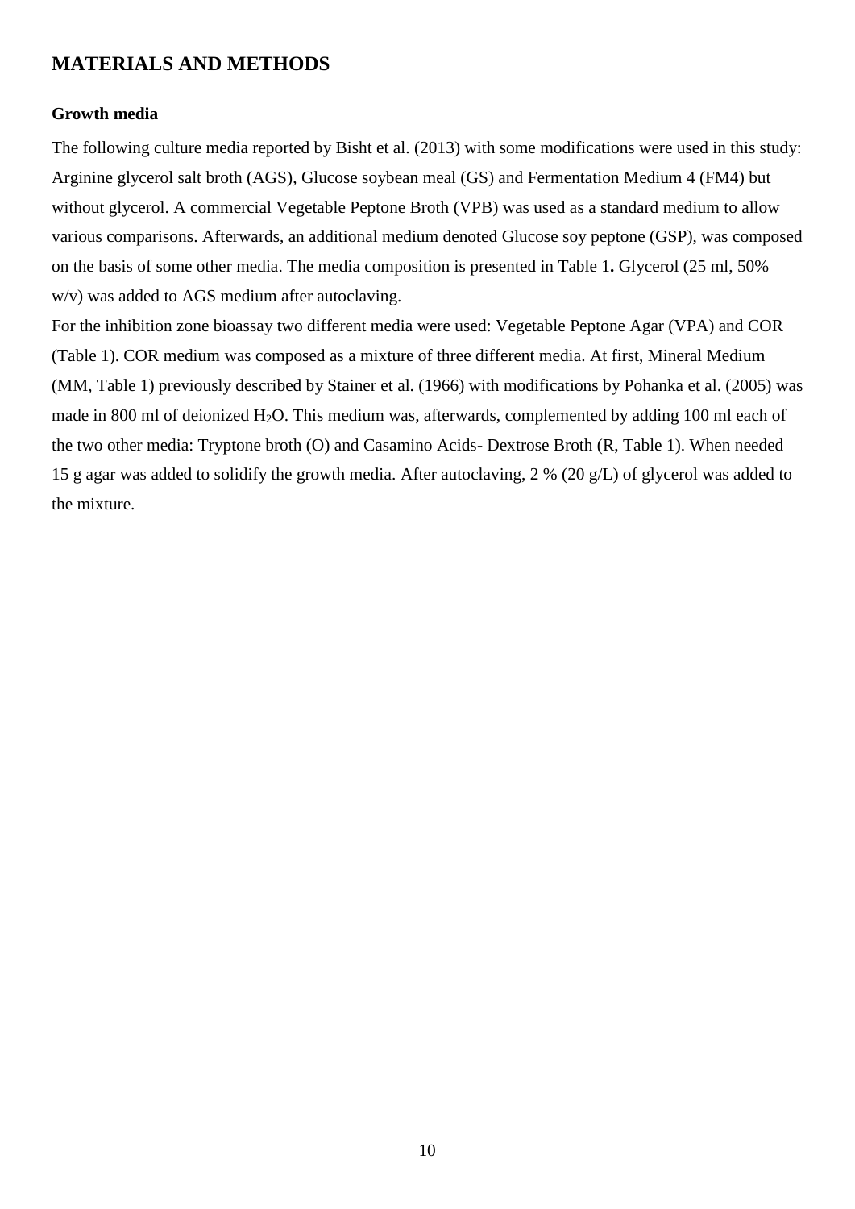# MATERIALS AND METHODS

## Growth media

The following culture media reported by Bisht et al. (2013) with some modifications were used in this study: Arginine glycerol salt broth (AGS), Glucose soybean meal (GS) and Fermentation Medium 4 (FM4) but without glycerol. A commercial Vegetable Peptone Broth (VPB) was used as a standard medium to allow various comparisons. Afterwards, an additional medium denoted Glucose soy peptone (GSP), was composed on the basis of some other media. The media composition is presented in Table 1**.** Glycerol (25 ml, 50% w/v) was added to AGS medium after autoclaving.

For the inhibition zone bioassay two different media were used: Vegetable Peptone Agar (VPA) and COR (Table 1). COR medium was composed as a mixture of three different media. At first, Mineral Medium (MM, Table 1) previously described by Stainer et al. (1966) with modifications by Pohanka et al. (2005) was made in 800 ml of deionized $H_2O$. This medium was, afterwards, complemented by adding 100 ml each of the two other media: Tryptone broth (O) and Casamino Acids- Dextrose Broth (R, Table 1). When needed 15 g agar was added to solidify the growth media. After autoclaving, 2 % (20 g/L) of glycerol was added to the mixture.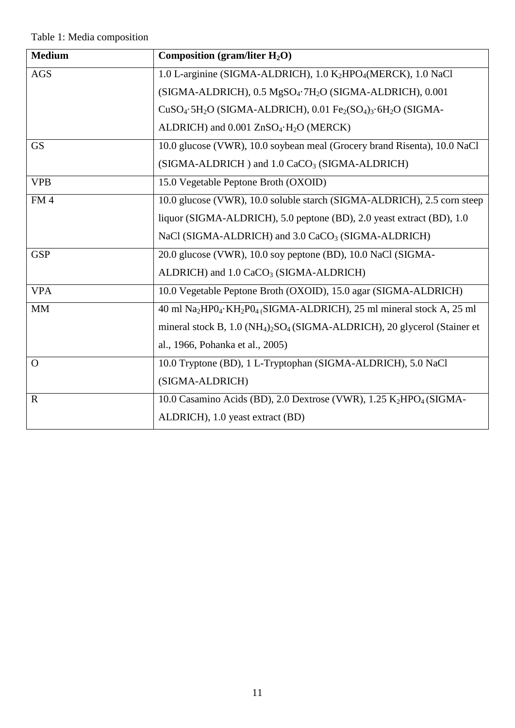Table 1: Media composition

| **Medium** | **Composition (gram/liter $H_2O$)** |
|---|---|
| AGS | 1.0 L-arginine (SIGMA-ALDRICH), 1.0 $K_2HPO_4$(MERCK), 1.0 NaCl (SIGMA-ALDRICH), 0.5 $MgSO_4 \cdot 7H_2O$ (SIGMA-ALDRICH), 0.001 $CuSO_4 \cdot 5H_2O$ (SIGMA-ALDRICH), 0.01 $Fe_2(SO_4)_3 \cdot 6H_2O$ (SIGMA-ALDRICH) and 0.001 $ZnSO_4 \cdot H_2O$ (MERCK) |
| GS | 10.0 glucose (VWR), 10.0 soybean meal (Grocery brand Risenta), 10.0 NaCl (SIGMA-ALDRICH ) and 1.0 $CaCO_3$ (SIGMA-ALDRICH) |
| VPB | 15.0 Vegetable Peptone Broth (OXOID) |
| FM 4 | 10.0 glucose (VWR), 10.0 soluble starch (SIGMA-ALDRICH), 2.5 corn steep liquor (SIGMA-ALDRICH), 5.0 peptone (BD), 2.0 yeast extract (BD), 1.0 NaCl (SIGMA-ALDRICH) and 3.0 $CaCO_3$ (SIGMA-ALDRICH) |
| GSP | 20.0 glucose (VWR), 10.0 soy peptone (BD), 10.0 NaCl (SIGMA-ALDRICH) and 1.0 $CaCO_3$ (SIGMA-ALDRICH) |
| VPA | 10.0 Vegetable Peptone Broth (OXOID), 15.0 agar (SIGMA-ALDRICH) |
| MM | 40 ml $Na_2HP0_4 \cdot KH_2P0_4$ (SIGMA-ALDRICH), 25 ml mineral stock A, 25 ml mineral stock B, 1.0 $(NH_4)_2SO_4$ (SIGMA-ALDRICH), 20 glycerol (Stainer et al., 1966, Pohanka et al., 2005) |
| O | 10.0 Tryptone (BD), 1 L-Tryptophan (SIGMA-ALDRICH), 5.0 NaCl (SIGMA-ALDRICH) |
| R | 10.0 Casamino Acids (BD), 2.0 Dextrose (VWR), 1.25 $K_2HPO_4$ (SIGMA-ALDRICH), 1.0 yeast extract (BD) |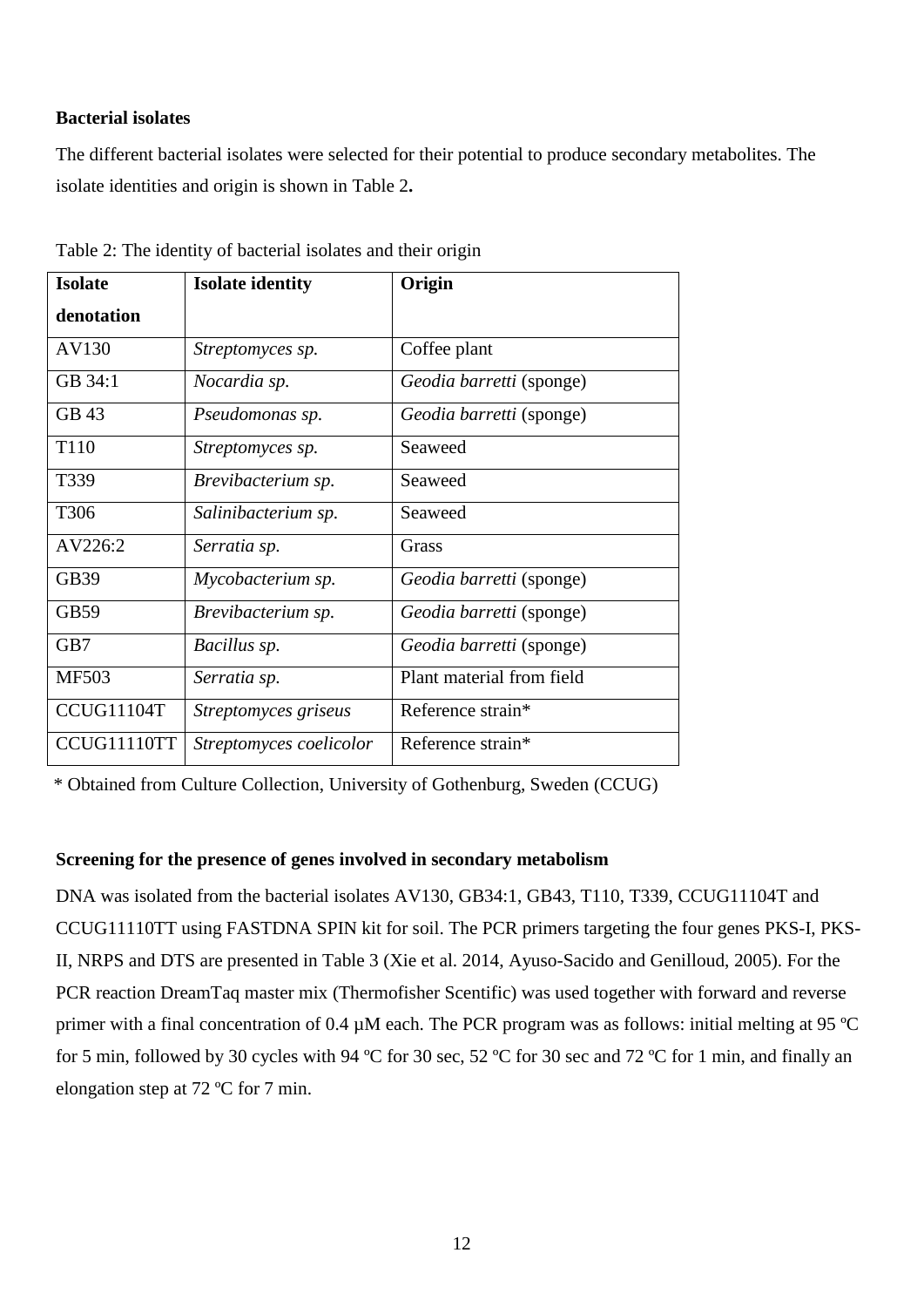**Bacterial isolates**

The different bacterial isolates were selected for their potential to produce secondary metabolites. The isolate identities and origin is shown in Table 2**.**

Table 2: The identity of bacterial isolates and their origin

| Isolate denotation | Isolate identity | Origin |
|---|---|---|
| AV130 | *Streptomyces sp.* | Coffee plant |
| GB 34:1 | *Nocardia sp.* | *Geodia barretti* (sponge) |
| GB 43 | *Pseudomonas sp.* | *Geodia barretti* (sponge) |
| T110 | *Streptomyces sp.* | Seaweed |
| T339 | *Brevibacterium sp.* | Seaweed |
| T306 | *Salinibacterium sp.* | Seaweed |
| AV226:2 | *Serratia sp.* | Grass |
| GB39 | *Mycobacterium sp.* | *Geodia barretti* (sponge) |
| GB59 | *Brevibacterium sp.* | *Geodia barretti* (sponge) |
| GB7 | *Bacillus sp.* | *Geodia barretti* (sponge) |
| MF503 | *Serratia sp.* | Plant material from field |
| CCUG11104T | *Streptomyces griseus* | Reference strain* |
| CCUG11110TT | *Streptomyces coelicolor* | Reference strain* |

\* Obtained from Culture Collection, University of Gothenburg, Sweden (CCUG)

**Screening for the presence of genes involved in secondary metabolism**

DNA was isolated from the bacterial isolates AV130, GB34:1, GB43, T110, T339, CCUG11104T and CCUG11110TT using FASTDNA SPIN kit for soil. The PCR primers targeting the four genes PKS-I, PKS-II, NRPS and DTS are presented in Table 3 (Xie et al. 2014, Ayuso-Sacido and Genilloud, 2005). For the PCR reaction DreamTaq master mix (Thermofisher Scentific) was used together with forward and reverse primer with a final concentration of 0.4 µM each. The PCR program was as follows: initial melting at 95 ºC for 5 min, followed by 30 cycles with 94 ºC for 30 sec, 52 ºC for 30 sec and 72 ºC for 1 min, and finally an elongation step at 72 ºC for 7 min.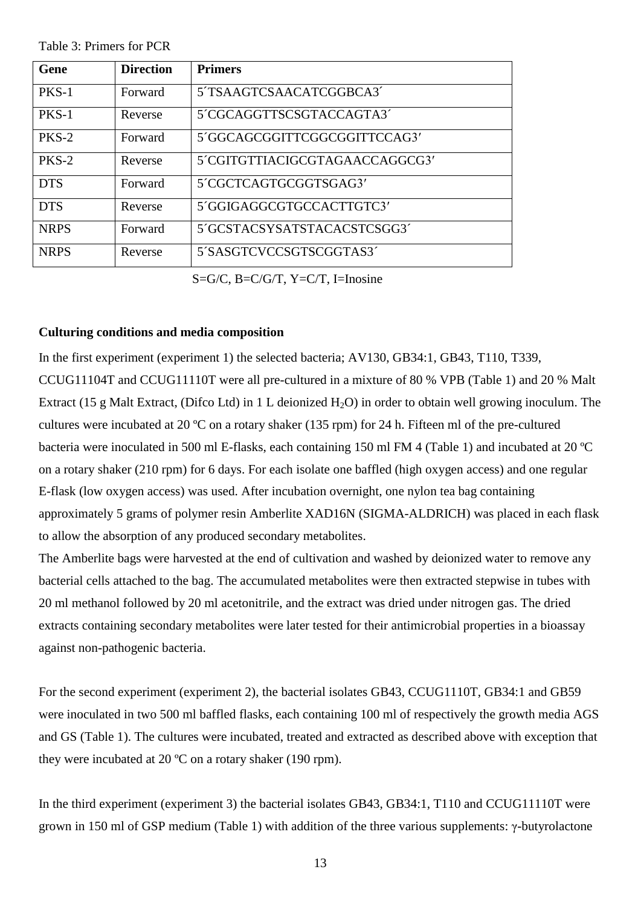Table 3: Primers for PCR

| Gene | Direction | Primers |
|---|---|---|
| PKS-1 | Forward | 5´TSAAGTCSAACATCGGBCA3´ |
| PKS-1 | Reverse | 5´CGCAGGTTSCSGTACCAGTA3´ |
| PKS-2 | Forward | 5´GGCAGCGGITTCGGCGGITTCCAG3′ |
| PKS-2 | Reverse | 5´CGITGTTIACIGCGTAGAACCAGGCG3′ |
| DTS | Forward | 5´CGCTCAGTGCGGTSGAG3′ |
| DTS | Reverse | 5´GGIGAGGCGTGCCACTTGTC3′ |
| NRPS | Forward | 5´GCSTACSYSATSTACACSTCSGG3´ |
| NRPS | Reverse | 5´SASGTCVCCSGTSCGGTAS3´ |

S=G/C, B=C/G/T, Y=C/T, I=Inosine

### Culturing conditions and media composition

In the first experiment (experiment 1) the selected bacteria; AV130, GB34:1, GB43, T110, T339, CCUG11104T and CCUG11110T were all pre-cultured in a mixture of 80 % VPB (Table 1) and 20 % Malt Extract (15 g Malt Extract, (Difco Ltd) in 1 L deionized $H_2O$) in order to obtain well growing inoculum. The cultures were incubated at 20 ºC on a rotary shaker (135 rpm) for 24 h. Fifteen ml of the pre-cultured bacteria were inoculated in 500 ml E-flasks, each containing 150 ml FM 4 (Table 1) and incubated at 20 ºC on a rotary shaker (210 rpm) for 6 days. For each isolate one baffled (high oxygen access) and one regular E-flask (low oxygen access) was used. After incubation overnight, one nylon tea bag containing approximately 5 grams of polymer resin Amberlite XAD16N (SIGMA-ALDRICH) was placed in each flask to allow the absorption of any produced secondary metabolites.
The Amberlite bags were harvested at the end of cultivation and washed by deionized water to remove any bacterial cells attached to the bag. The accumulated metabolites were then extracted stepwise in tubes with 20 ml methanol followed by 20 ml acetonitrile, and the extract was dried under nitrogen gas. The dried extracts containing secondary metabolites were later tested for their antimicrobial properties in a bioassay against non-pathogenic bacteria.

For the second experiment (experiment 2), the bacterial isolates GB43, CCUG1110T, GB34:1 and GB59 were inoculated in two 500 ml baffled flasks, each containing 100 ml of respectively the growth media AGS and GS (Table 1). The cultures were incubated, treated and extracted as described above with exception that they were incubated at 20 ºC on a rotary shaker (190 rpm).

In the third experiment (experiment 3) the bacterial isolates GB43, GB34:1, T110 and CCUG11110T were grown in 150 ml of GSP medium (Table 1) with addition of the three various supplements: γ-butyrolactone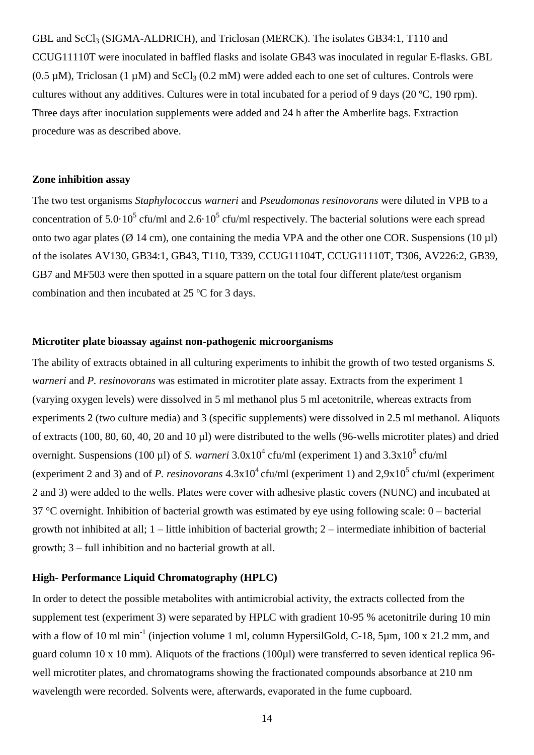GBL and $ScCl_3$ (SIGMA-ALDRICH), and Triclosan (MERCK). The isolates GB34:1, T110 and CCUG11110T were inoculated in baffled flasks and isolate GB43 was inoculated in regular E-flasks. GBL (0.5 µM), Triclosan (1 µM) and $ScCl_3$ (0.2 mM) were added each to one set of cultures. Controls were cultures without any additives. Cultures were in total incubated for a period of 9 days (20 ºC, 190 rpm). Three days after inoculation supplements were added and 24 h after the Amberlite bags. Extraction procedure was as described above.

**Zone inhibition assay**

The two test organisms *Staphylococcus warneri* and *Pseudomonas resinovorans* were diluted in VPB to a concentration of $5.0 \cdot 10^5$ cfu/ml and $2.6 \cdot 10^5$ cfu/ml respectively. The bacterial solutions were each spread onto two agar plates (Ø 14 cm), one containing the media VPA and the other one COR. Suspensions (10 µl) of the isolates AV130, GB34:1, GB43, T110, T339, CCUG11104T, CCUG11110T, T306, AV226:2, GB39, GB7 and MF503 were then spotted in a square pattern on the total four different plate/test organism combination and then incubated at 25 ºC for 3 days.

**Microtiter plate bioassay against non-pathogenic microorganisms**

The ability of extracts obtained in all culturing experiments to inhibit the growth of two tested organisms *S. warneri* and *P. resinovorans* was estimated in microtiter plate assay. Extracts from the experiment 1 (varying oxygen levels) were dissolved in 5 ml methanol plus 5 ml acetonitrile, whereas extracts from experiments 2 (two culture media) and 3 (specific supplements) were dissolved in 2.5 ml methanol. Aliquots of extracts (100, 80, 60, 40, 20 and 10 µl) were distributed to the wells (96-wells microtiter plates) and dried overnight. Suspensions (100 µl) of *S. warneri* $3.0 \times 10^4$ cfu/ml (experiment 1) and $3.3 \times 10^5$ cfu/ml (experiment 2 and 3) and of *P. resinovorans* $4.3 \times 10^4$ cfu/ml (experiment 1) and $2{,}9 \times 10^5$ cfu/ml (experiment 2 and 3) were added to the wells. Plates were cover with adhesive plastic covers (NUNC) and incubated at 37 °C overnight. Inhibition of bacterial growth was estimated by eye using following scale: 0 – bacterial growth not inhibited at all; 1 – little inhibition of bacterial growth; 2 – intermediate inhibition of bacterial growth; 3 – full inhibition and no bacterial growth at all.

**High- Performance Liquid Chromatography (HPLC)**

In order to detect the possible metabolites with antimicrobial activity, the extracts collected from the supplement test (experiment 3) were separated by HPLC with gradient 10-95 % acetonitrile during 10 min with a flow of 10 ml $min^{-1}$ (injection volume 1 ml, column HypersilGold, C-18, 5µm, 100 x 21.2 mm, and guard column 10 x 10 mm). Aliquots of the fractions (100µl) were transferred to seven identical replica 96-well microtiter plates, and chromatograms showing the fractionated compounds absorbance at 210 nm wavelength were recorded. Solvents were, afterwards, evaporated in the fume cupboard.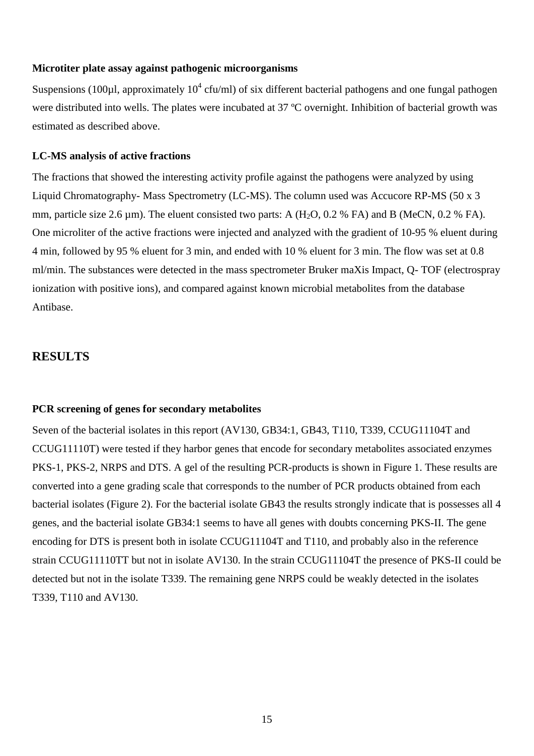### Microtiter plate assay against pathogenic microorganisms

Suspensions (100µl, approximately $10^4$ cfu/ml) of six different bacterial pathogens and one fungal pathogen were distributed into wells. The plates were incubated at 37 ºC overnight. Inhibition of bacterial growth was estimated as described above.

### LC-MS analysis of active fractions

The fractions that showed the interesting activity profile against the pathogens were analyzed by using Liquid Chromatography- Mass Spectrometry (LC-MS). The column used was Accucore RP-MS (50 x 3 mm, particle size 2.6 µm). The eluent consisted two parts: A ($H_2O$, 0.2 % FA) and B (MeCN, 0.2 % FA). One microliter of the active fractions were injected and analyzed with the gradient of 10-95 % eluent during 4 min, followed by 95 % eluent for 3 min, and ended with 10 % eluent for 3 min. The flow was set at 0.8 ml/min. The substances were detected in the mass spectrometer Bruker maXis Impact, Q- TOF (electrospray ionization with positive ions), and compared against known microbial metabolites from the database Antibase.

## RESULTS

### PCR screening of genes for secondary metabolites

Seven of the bacterial isolates in this report (AV130, GB34:1, GB43, T110, T339, CCUG11104T and CCUG11110T) were tested if they harbor genes that encode for secondary metabolites associated enzymes PKS-1, PKS-2, NRPS and DTS. A gel of the resulting PCR-products is shown in Figure 1. These results are converted into a gene grading scale that corresponds to the number of PCR products obtained from each bacterial isolates (Figure 2). For the bacterial isolate GB43 the results strongly indicate that is possesses all 4 genes, and the bacterial isolate GB34:1 seems to have all genes with doubts concerning PKS-II. The gene encoding for DTS is present both in isolate CCUG11104T and T110, and probably also in the reference strain CCUG11110TT but not in isolate AV130. In the strain CCUG11104T the presence of PKS-II could be detected but not in the isolate T339. The remaining gene NRPS could be weakly detected in the isolates T339, T110 and AV130.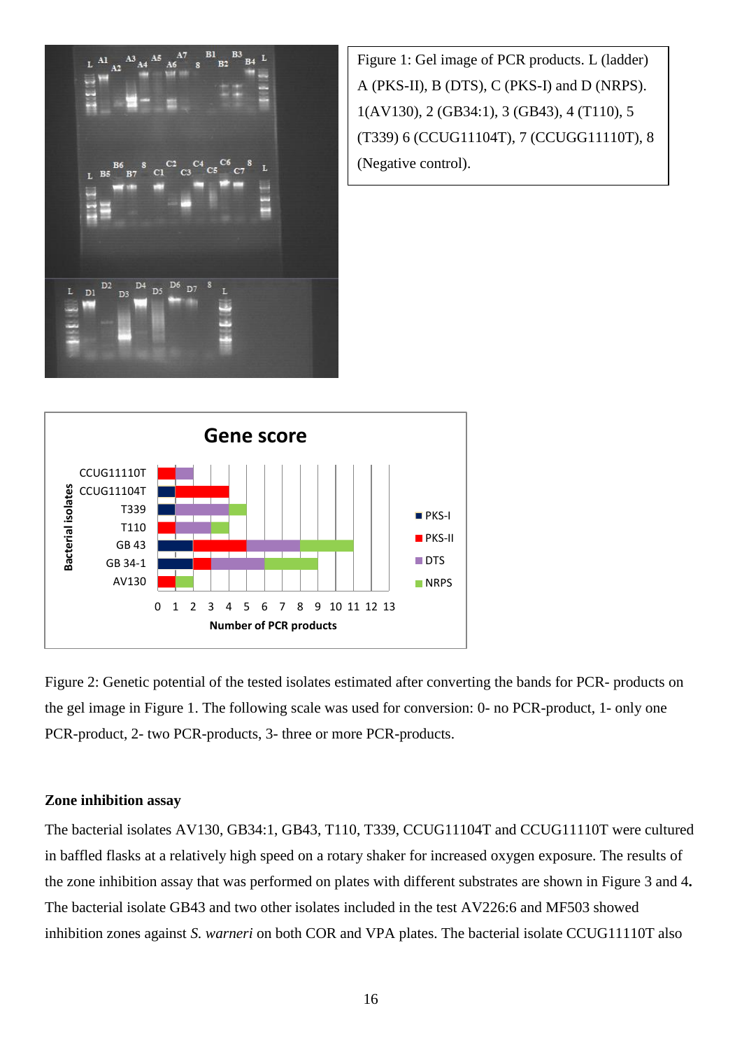Figure 1: Gel image of PCR products. L (ladder) A (PKS-II), B (DTS), C (PKS-I) and D (NRPS). 1(AV130), 2 (GB34:1), 3 (GB43), 4 (T110), 5 (T339) 6 (CCUG11104T), 7 (CCUGG11110T), 8 (Negative control).

Figure 2: Genetic potential of the tested isolates estimated after converting the bands for PCR- products on the gel image in Figure 1. The following scale was used for conversion: 0- no PCR-product, 1- only one PCR-product, 2- two PCR-products, 3- three or more PCR-products.

### Zone inhibition assay

The bacterial isolates AV130, GB34:1, GB43, T110, T339, CCUG11104T and CCUG11110T were cultured in baffled flasks at a relatively high speed on a rotary shaker for increased oxygen exposure. The results of the zone inhibition assay that was performed on plates with different substrates are shown in Figure 3 and 4**.** The bacterial isolate GB43 and two other isolates included in the test AV226:6 and MF503 showed inhibition zones against *S. warneri* on both COR and VPA plates. The bacterial isolate CCUG11110T also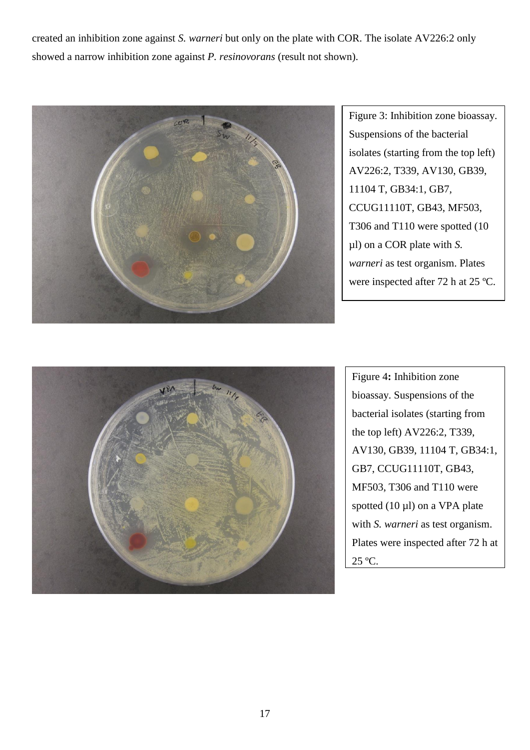created an inhibition zone against *S. warneri* but only on the plate with COR. The isolate AV226:2 only showed a narrow inhibition zone against *P. resinovorans* (result not shown).

Figure 3: Inhibition zone bioassay. Suspensions of the bacterial isolates (starting from the top left) AV226:2, T339, AV130, GB39, 11104 T, GB34:1, GB7, CCUG11110T, GB43, MF503, T306 and T110 were spotted (10 µl) on a COR plate with *S. warneri* as test organism. Plates were inspected after 72 h at 25 ºC.

Figure 4**:** Inhibition zone bioassay. Suspensions of the bacterial isolates (starting from the top left) AV226:2, T339, AV130, GB39, 11104 T, GB34:1, GB7, CCUG11110T, GB43, MF503, T306 and T110 were spotted (10 µl) on a VPA plate with *S. warneri* as test organism. Plates were inspected after 72 h at 25 ºC.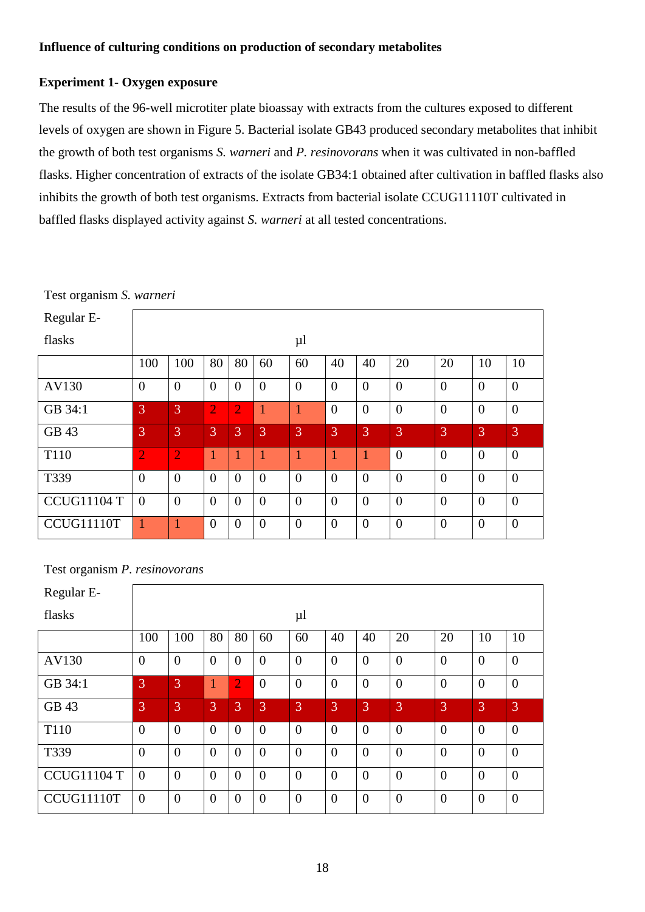**Influence of culturing conditions on production of secondary metabolites**

**Experiment 1- Oxygen exposure**

The results of the 96-well microtiter plate bioassay with extracts from the cultures exposed to different levels of oxygen are shown in Figure 5. Bacterial isolate GB43 produced secondary metabolites that inhibit the growth of both test organisms *S. warneri* and *P. resinovorans* when it was cultivated in non-baffled flasks. Higher concentration of extracts of the isolate GB34:1 obtained after cultivation in baffled flasks also inhibits the growth of both test organisms. Extracts from bacterial isolate CCUG11110T cultivated in baffled flasks displayed activity against *S. warneri* at all tested concentrations.

Test organism *S. warneri*

| Regular E-flasks | µl | | | | | | | | | | | |
|---|---|---|---|---|---|---|---|---|---|---|---|---|
| | 100 | 100 | 80 | 80 | 60 | 60 | 40 | 40 | 20 | 20 | 10 | 10 |
| AV130 | 0 | 0 | 0 | 0 | 0 | 0 | 0 | 0 | 0 | 0 | 0 | 0 |
| GB 34:1 | 3 | 3 | 2 | 2 | 1 | 1 | 0 | 0 | 0 | 0 | 0 | 0 |
| GB 43 | 3 | 3 | 3 | 3 | 3 | 3 | 3 | 3 | 3 | 3 | 3 | 3 |
| T110 | 2 | 2 | 1 | 1 | 1 | 1 | 1 | 1 | 0 | 0 | 0 | 0 |
| T339 | 0 | 0 | 0 | 0 | 0 | 0 | 0 | 0 | 0 | 0 | 0 | 0 |
| CCUG11104 T | 0 | 0 | 0 | 0 | 0 | 0 | 0 | 0 | 0 | 0 | 0 | 0 |
| CCUG11110T | 1 | 1 | 0 | 0 | 0 | 0 | 0 | 0 | 0 | 0 | 0 | 0 |

Test organism *P. resinovorans*

| Regular E-flasks | µl | | | | | | | | | | | |
|---|---|---|---|---|---|---|---|---|---|---|---|---|
| | 100 | 100 | 80 | 80 | 60 | 60 | 40 | 40 | 20 | 20 | 10 | 10 |
| AV130 | 0 | 0 | 0 | 0 | 0 | 0 | 0 | 0 | 0 | 0 | 0 | 0 |
| GB 34:1 | 3 | 3 | 1 | 2 | 0 | 0 | 0 | 0 | 0 | 0 | 0 | 0 |
| GB 43 | 3 | 3 | 3 | 3 | 3 | 3 | 3 | 3 | 3 | 3 | 3 | 3 |
| T110 | 0 | 0 | 0 | 0 | 0 | 0 | 0 | 0 | 0 | 0 | 0 | 0 |
| T339 | 0 | 0 | 0 | 0 | 0 | 0 | 0 | 0 | 0 | 0 | 0 | 0 |
| CCUG11104 T | 0 | 0 | 0 | 0 | 0 | 0 | 0 | 0 | 0 | 0 | 0 | 0 |
| CCUG11110T | 0 | 0 | 0 | 0 | 0 | 0 | 0 | 0 | 0 | 0 | 0 | 0 |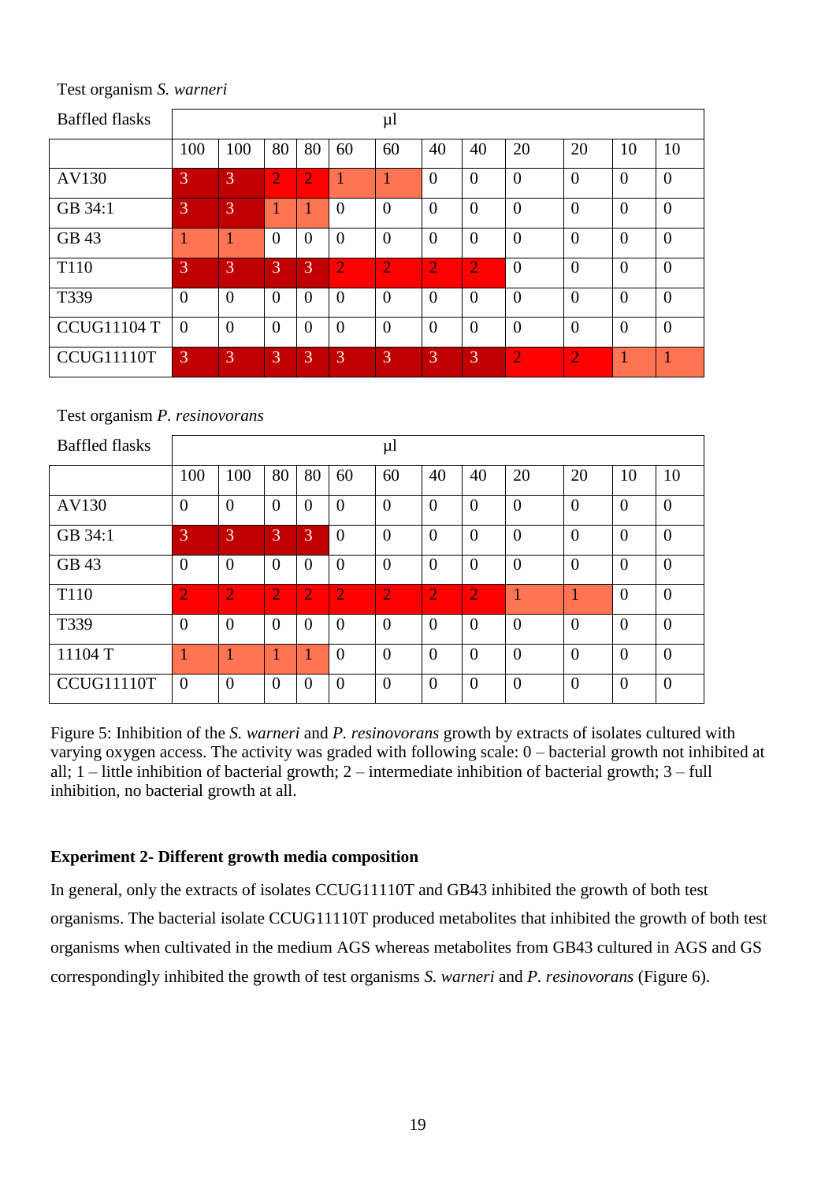Test organism *S. warneri*

| Baffled flasks | µl | | | | | | | | | | | |
|---|---|---|---|---|---|---|---|---|---|---|---|---|
| | 100 | 100 | 80 | 80 | 60 | 60 | 40 | 40 | 20 | 20 | 10 | 10 |
| AV130 | 3 | 3 | 2 | 2 | 1 | 1 | 0 | 0 | 0 | 0 | 0 | 0 |
| GB 34:1 | 3 | 3 | 1 | 1 | 0 | 0 | 0 | 0 | 0 | 0 | 0 | 0 |
| GB 43 | 1 | 1 | 0 | 0 | 0 | 0 | 0 | 0 | 0 | 0 | 0 | 0 |
| T110 | 3 | 3 | 3 | 3 | 2 | 2 | 2 | 2 | 0 | 0 | 0 | 0 |
| T339 | 0 | 0 | 0 | 0 | 0 | 0 | 0 | 0 | 0 | 0 | 0 | 0 |
| CCUG11104 T | 0 | 0 | 0 | 0 | 0 | 0 | 0 | 0 | 0 | 0 | 0 | 0 |
| CCUG11110T | 3 | 3 | 3 | 3 | 3 | 3 | 3 | 3 | 2 | 2 | 1 | 1 |

Test organism *P. resinovorans*

| Baffled flasks | µl | | | | | | | | | | | |
|---|---|---|---|---|---|---|---|---|---|---|---|---|
| | 100 | 100 | 80 | 80 | 60 | 60 | 40 | 40 | 20 | 20 | 10 | 10 |
| AV130 | 0 | 0 | 0 | 0 | 0 | 0 | 0 | 0 | 0 | 0 | 0 | 0 |
| GB 34:1 | 3 | 3 | 3 | 3 | 0 | 0 | 0 | 0 | 0 | 0 | 0 | 0 |
| GB 43 | 0 | 0 | 0 | 0 | 0 | 0 | 0 | 0 | 0 | 0 | 0 | 0 |
| T110 | 2 | 2 | 2 | 2 | 2 | 2 | 2 | 2 | 1 | 1 | 0 | 0 |
| T339 | 0 | 0 | 0 | 0 | 0 | 0 | 0 | 0 | 0 | 0 | 0 | 0 |
| 11104 T | 1 | 1 | 1 | 1 | 0 | 0 | 0 | 0 | 0 | 0 | 0 | 0 |
| CCUG11110T | 0 | 0 | 0 | 0 | 0 | 0 | 0 | 0 | 0 | 0 | 0 | 0 |

Figure 5: Inhibition of the *S. warneri* and *P. resinovorans* growth by extracts of isolates cultured with varying oxygen access. The activity was graded with following scale: 0 – bacterial growth not inhibited at all; 1 – little inhibition of bacterial growth; 2 – intermediate inhibition of bacterial growth; 3 – full inhibition, no bacterial growth at all.

**Experiment 2- Different growth media composition**

In general, only the extracts of isolates CCUG11110T and GB43 inhibited the growth of both test organisms. The bacterial isolate CCUG11110T produced metabolites that inhibited the growth of both test organisms when cultivated in the medium AGS whereas metabolites from GB43 cultured in AGS and GS correspondingly inhibited the growth of test organisms *S. warneri* and *P. resinovorans* (Figure 6).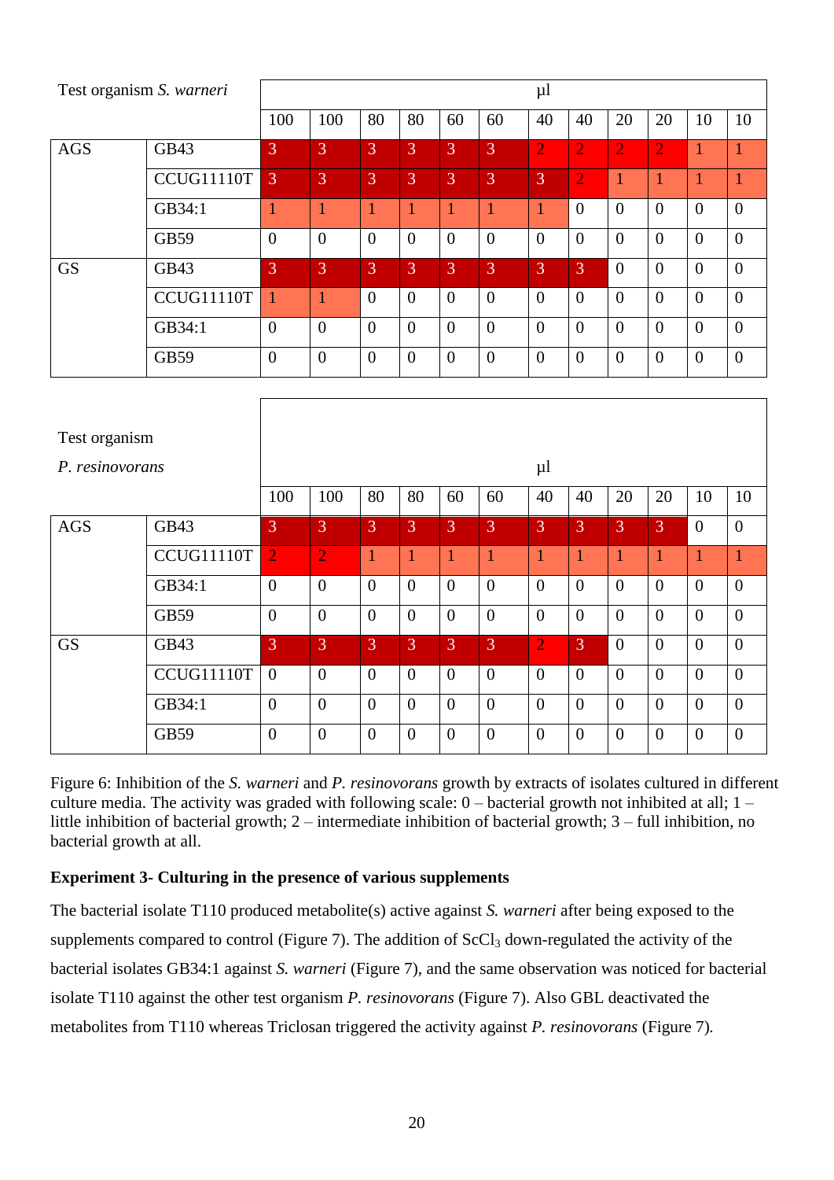| Test organism *S. warneri* | | µl | | | | | | | | | | | |
|---|---|---|---|---|---|---|---|---|---|---|---|---|---|
| | | 100 | 100 | 80 | 80 | 60 | 60 | 40 | 40 | 20 | 20 | 10 | 10 |
| AGS | GB43 | 3 | 3 | 3 | 3 | 3 | 3 | 2 | 2 | 2 | 2 | 1 | 1 |
| | CCUG11110T | 3 | 3 | 3 | 3 | 3 | 3 | 3 | 2 | 1 | 1 | 1 | 1 |
| | GB34:1 | 1 | 1 | 1 | 1 | 1 | 1 | 1 | 0 | 0 | 0 | 0 | 0 |
| | GB59 | 0 | 0 | 0 | 0 | 0 | 0 | 0 | 0 | 0 | 0 | 0 | 0 |
| GS | GB43 | 3 | 3 | 3 | 3 | 3 | 3 | 3 | 3 | 0 | 0 | 0 | 0 |
| | CCUG11110T | 1 | 1 | 0 | 0 | 0 | 0 | 0 | 0 | 0 | 0 | 0 | 0 |
| | GB34:1 | 0 | 0 | 0 | 0 | 0 | 0 | 0 | 0 | 0 | 0 | 0 | 0 |
| | GB59 | 0 | 0 | 0 | 0 | 0 | 0 | 0 | 0 | 0 | 0 | 0 | 0 |

| Test organism *P. resinovorans* | | µl | | | | | | | | | | | |
|---|---|---|---|---|---|---|---|---|---|---|---|---|---|
| | | 100 | 100 | 80 | 80 | 60 | 60 | 40 | 40 | 20 | 20 | 10 | 10 |
| AGS | GB43 | 3 | 3 | 3 | 3 | 3 | 3 | 3 | 3 | 3 | 3 | 0 | 0 |
| | CCUG11110T | 2 | 2 | 1 | 1 | 1 | 1 | 1 | 1 | 1 | 1 | 1 | 1 |
| | GB34:1 | 0 | 0 | 0 | 0 | 0 | 0 | 0 | 0 | 0 | 0 | 0 | 0 |
| | GB59 | 0 | 0 | 0 | 0 | 0 | 0 | 0 | 0 | 0 | 0 | 0 | 0 |
| GS | GB43 | 3 | 3 | 3 | 3 | 3 | 3 | 2 | 3 | 0 | 0 | 0 | 0 |
| | CCUG11110T | 0 | 0 | 0 | 0 | 0 | 0 | 0 | 0 | 0 | 0 | 0 | 0 |
| | GB34:1 | 0 | 0 | 0 | 0 | 0 | 0 | 0 | 0 | 0 | 0 | 0 | 0 |
| | GB59 | 0 | 0 | 0 | 0 | 0 | 0 | 0 | 0 | 0 | 0 | 0 | 0 |

Figure 6: Inhibition of the *S. warneri* and *P. resinovorans* growth by extracts of isolates cultured in different culture media. The activity was graded with following scale: 0 – bacterial growth not inhibited at all; 1 – little inhibition of bacterial growth; 2 – intermediate inhibition of bacterial growth; 3 – full inhibition, no bacterial growth at all.

**Experiment 3- Culturing in the presence of various supplements**

The bacterial isolate T110 produced metabolite(s) active against *S. warneri* after being exposed to the supplements compared to control (Figure 7). The addition of $ScCl_3$ down-regulated the activity of the bacterial isolates GB34:1 against *S. warneri* (Figure 7), and the same observation was noticed for bacterial isolate T110 against the other test organism *P. resinovorans* (Figure 7). Also GBL deactivated the metabolites from T110 whereas Triclosan triggered the activity against *P. resinovorans* (Figure 7).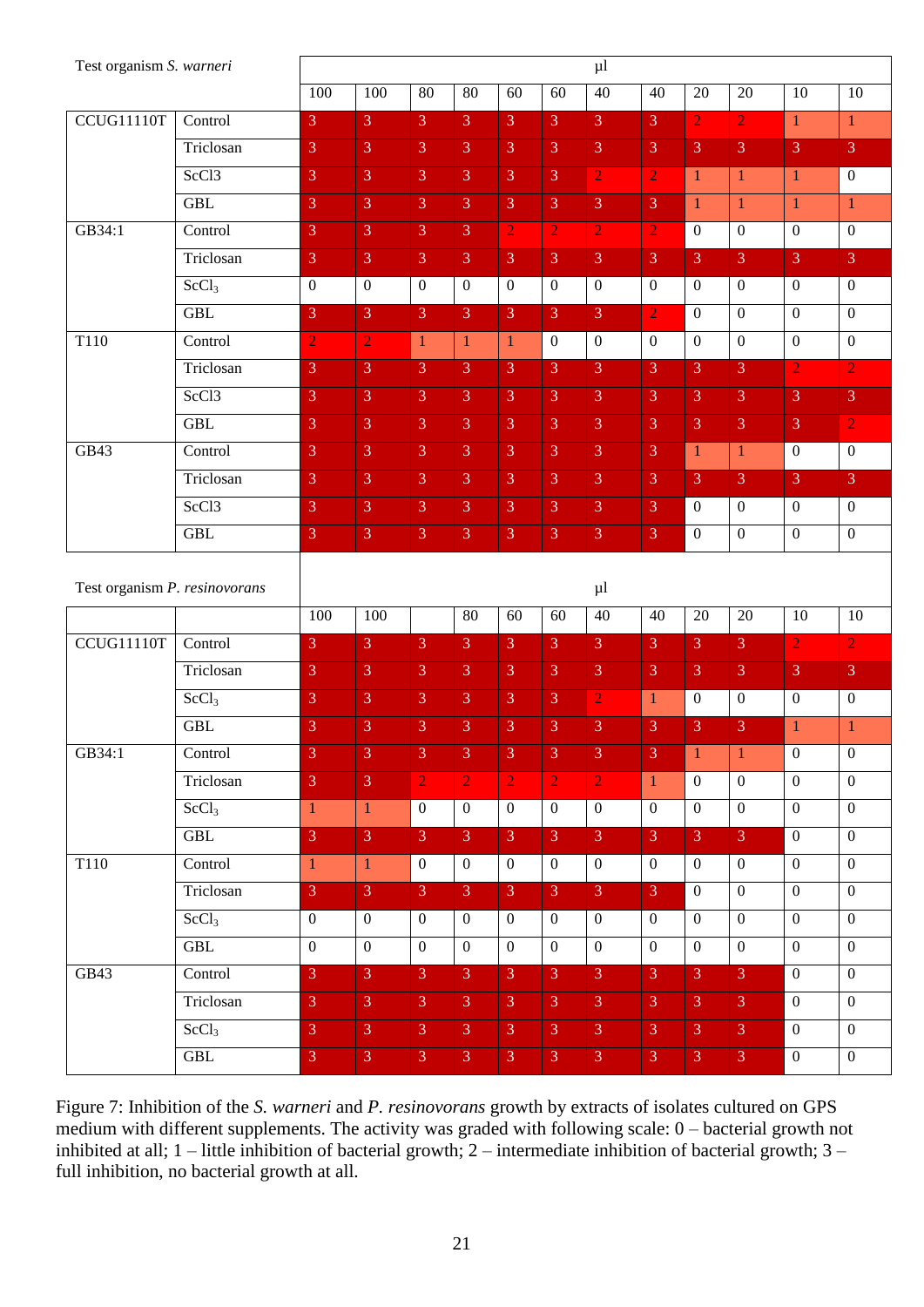| Test organism *S. warneri* | | µl | | | | | | | | | | | |
|---|---|---|---|---|---|---|---|---|---|---|---|---|---|
| | | 100 | 100 | 80 | 80 | 60 | 60 | 40 | 40 | 20 | 20 | 10 | 10 |
| CCUG11110T | Control | 3 | 3 | 3 | 3 | 3 | 3 | 3 | 3 | 2 | 2 | 1 | 1 |
| | Triclosan | 3 | 3 | 3 | 3 | 3 | 3 | 3 | 3 | 3 | 3 | 3 | 3 |
| | ScCl3 | 3 | 3 | 3 | 3 | 3 | 3 | 2 | 2 | 1 | 1 | 1 | 0 |
| | GBL | 3 | 3 | 3 | 3 | 3 | 3 | 3 | 3 | 1 | 1 | 1 | 1 |
| GB34:1 | Control | 3 | 3 | 3 | 3 | 2 | 2 | 2 | 2 | 0 | 0 | 0 | 0 |
| | Triclosan | 3 | 3 | 3 | 3 | 3 | 3 | 3 | 3 | 3 | 3 | 3 | 3 |
| | $ScCl_3$ | 0 | 0 | 0 | 0 | 0 | 0 | 0 | 0 | 0 | 0 | 0 | 0 |
| | GBL | 3 | 3 | 3 | 3 | 3 | 3 | 3 | 2 | 0 | 0 | 0 | 0 |
| T110 | Control | 2 | 2 | 1 | 1 | 1 | 0 | 0 | 0 | 0 | 0 | 0 | 0 |
| | Triclosan | 3 | 3 | 3 | 3 | 3 | 3 | 3 | 3 | 3 | 3 | 2 | 2 |
| | ScCl3 | 3 | 3 | 3 | 3 | 3 | 3 | 3 | 3 | 3 | 3 | 3 | 3 |
| | GBL | 3 | 3 | 3 | 3 | 3 | 3 | 3 | 3 | 3 | 3 | 3 | 2 |
| GB43 | Control | 3 | 3 | 3 | 3 | 3 | 3 | 3 | 3 | 1 | 1 | 0 | 0 |
| | Triclosan | 3 | 3 | 3 | 3 | 3 | 3 | 3 | 3 | 3 | 3 | 3 | 3 |
| | ScCl3 | 3 | 3 | 3 | 3 | 3 | 3 | 3 | 3 | 0 | 0 | 0 | 0 |
| | GBL | 3 | 3 | 3 | 3 | 3 | 3 | 3 | 3 | 0 | 0 | 0 | 0 |

| Test organism *P. resinovorans* | | µl | | | | | | | | | | | |
|---|---|---|---|---|---|---|---|---|---|---|---|---|---|
| | | 100 | 100 | | 80 | 60 | 60 | 40 | 40 | 20 | 20 | 10 | 10 |
| CCUG11110T | Control | 3 | 3 | 3 | 3 | 3 | 3 | 3 | 3 | 3 | 3 | 2 | 2 |
| | Triclosan | 3 | 3 | 3 | 3 | 3 | 3 | 3 | 3 | 3 | 3 | 3 | 3 |
| | $ScCl_3$ | 3 | 3 | 3 | 3 | 3 | 3 | 2 | 1 | 0 | 0 | 0 | 0 |
| | GBL | 3 | 3 | 3 | 3 | 3 | 3 | 3 | 3 | 3 | 3 | 1 | 1 |
| GB34:1 | Control | 3 | 3 | 3 | 3 | 3 | 3 | 3 | 3 | 1 | 1 | 0 | 0 |
| | Triclosan | 3 | 3 | 2 | 2 | 2 | 2 | 2 | 1 | 0 | 0 | 0 | 0 |
| | $ScCl_3$ | 1 | 1 | 0 | 0 | 0 | 0 | 0 | 0 | 0 | 0 | 0 | 0 |
| | GBL | 3 | 3 | 3 | 3 | 3 | 3 | 3 | 3 | 3 | 3 | 0 | 0 |
| T110 | Control | 1 | 1 | 0 | 0 | 0 | 0 | 0 | 0 | 0 | 0 | 0 | 0 |
| | Triclosan | 3 | 3 | 3 | 3 | 3 | 3 | 3 | 3 | 0 | 0 | 0 | 0 |
| | $ScCl_3$ | 0 | 0 | 0 | 0 | 0 | 0 | 0 | 0 | 0 | 0 | 0 | 0 |
| | GBL | 0 | 0 | 0 | 0 | 0 | 0 | 0 | 0 | 0 | 0 | 0 | 0 |
| GB43 | Control | 3 | 3 | 3 | 3 | 3 | 3 | 3 | 3 | 3 | 3 | 0 | 0 |
| | Triclosan | 3 | 3 | 3 | 3 | 3 | 3 | 3 | 3 | 3 | 3 | 0 | 0 |
| | $ScCl_3$ | 3 | 3 | 3 | 3 | 3 | 3 | 3 | 3 | 3 | 3 | 0 | 0 |
| | GBL | 3 | 3 | 3 | 3 | 3 | 3 | 3 | 3 | 3 | 3 | 0 | 0 |

Figure 7: Inhibition of the *S. warneri* and *P. resinovorans* growth by extracts of isolates cultured on GPS medium with different supplements. The activity was graded with following scale: 0 – bacterial growth not inhibited at all; 1 – little inhibition of bacterial growth; 2 – intermediate inhibition of bacterial growth; 3 – full inhibition, no bacterial growth at all.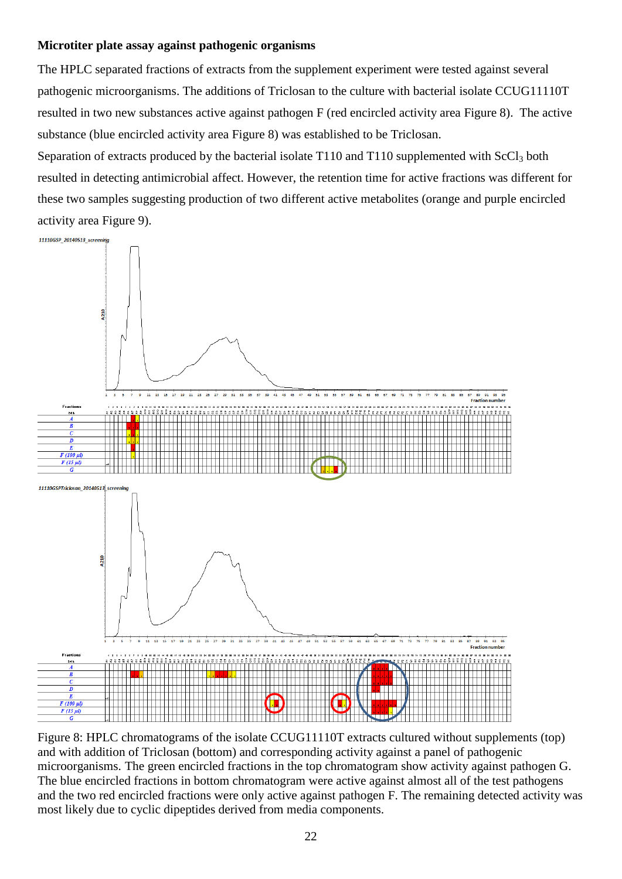### Microtiter plate assay against pathogenic organisms

The HPLC separated fractions of extracts from the supplement experiment were tested against several pathogenic microorganisms. The additions of Triclosan to the culture with bacterial isolate CCUG11110T resulted in two new substances active against pathogen F (red encircled activity area Figure 8). The active substance (blue encircled activity area Figure 8) was established to be Triclosan.

Separation of extracts produced by the bacterial isolate T110 and T110 supplemented with $ScCl_3$ both resulted in detecting antimicrobial affect. However, the retention time for active fractions was different for these two samples suggesting production of two different active metabolites (orange and purple encircled activity area Figure 9).

Figure 8: HPLC chromatograms of the isolate CCUG11110T extracts cultured without supplements (top) and with addition of Triclosan (bottom) and corresponding activity against a panel of pathogenic microorganisms. The green encircled fractions in the top chromatogram show activity against pathogen G. The blue encircled fractions in bottom chromatogram were active against almost all of the test pathogens and the two red encircled fractions were only active against pathogen F. The remaining detected activity was most likely due to cyclic dipeptides derived from media components.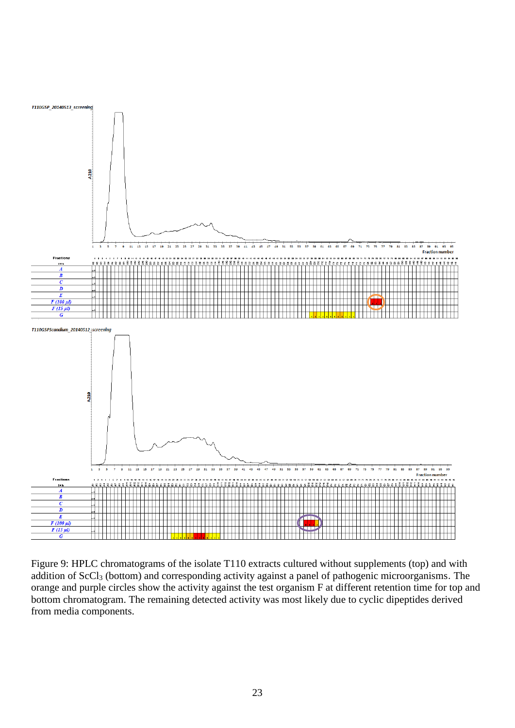Figure 9: HPLC chromatograms of the isolate T110 extracts cultured without supplements (top) and with addition of $ScCl_3$ (bottom) and corresponding activity against a panel of pathogenic microorganisms. The orange and purple circles show the activity against the test organism F at different retention time for top and bottom chromatogram. The remaining detected activity was most likely due to cyclic dipeptides derived from media components.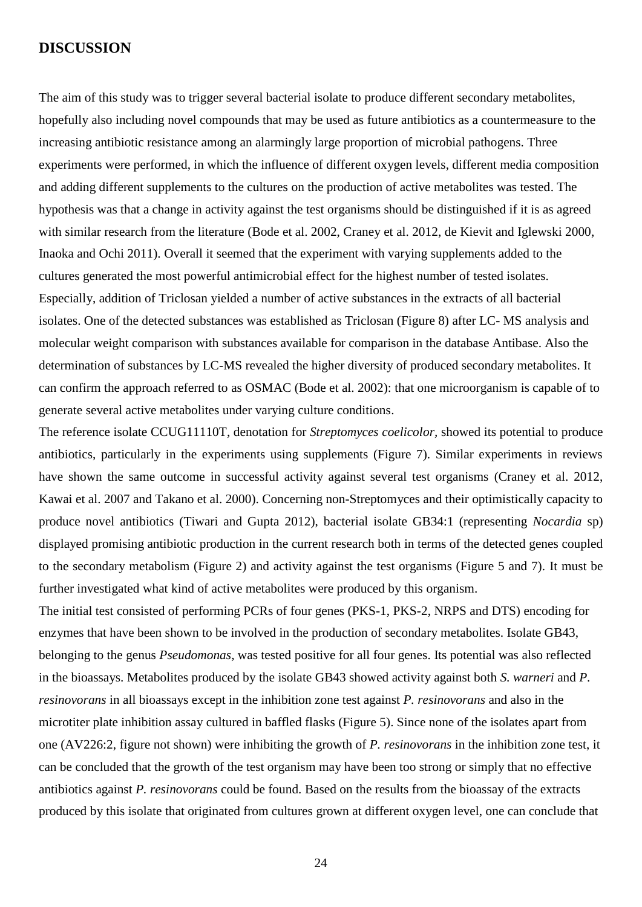## DISCUSSION

The aim of this study was to trigger several bacterial isolate to produce different secondary metabolites, hopefully also including novel compounds that may be used as future antibiotics as a countermeasure to the increasing antibiotic resistance among an alarmingly large proportion of microbial pathogens. Three experiments were performed, in which the influence of different oxygen levels, different media composition and adding different supplements to the cultures on the production of active metabolites was tested. The hypothesis was that a change in activity against the test organisms should be distinguished if it is as agreed with similar research from the literature (Bode et al. 2002, Craney et al. 2012, de Kievit and Iglewski 2000, Inaoka and Ochi 2011). Overall it seemed that the experiment with varying supplements added to the cultures generated the most powerful antimicrobial effect for the highest number of tested isolates. Especially, addition of Triclosan yielded a number of active substances in the extracts of all bacterial isolates. One of the detected substances was established as Triclosan (Figure 8) after LC- MS analysis and molecular weight comparison with substances available for comparison in the database Antibase. Also the determination of substances by LC-MS revealed the higher diversity of produced secondary metabolites. It can confirm the approach referred to as OSMAC (Bode et al. 2002): that one microorganism is capable of to generate several active metabolites under varying culture conditions.

The reference isolate CCUG11110T, denotation for *Streptomyces coelicolor*, showed its potential to produce antibiotics, particularly in the experiments using supplements (Figure 7). Similar experiments in reviews have shown the same outcome in successful activity against several test organisms (Craney et al. 2012, Kawai et al. 2007 and Takano et al. 2000). Concerning non-Streptomyces and their optimistically capacity to produce novel antibiotics (Tiwari and Gupta 2012), bacterial isolate GB34:1 (representing *Nocardia* sp) displayed promising antibiotic production in the current research both in terms of the detected genes coupled to the secondary metabolism (Figure 2) and activity against the test organisms (Figure 5 and 7). It must be further investigated what kind of active metabolites were produced by this organism.

The initial test consisted of performing PCRs of four genes (PKS-1, PKS-2, NRPS and DTS) encoding for enzymes that have been shown to be involved in the production of secondary metabolites. Isolate GB43, belonging to the genus *Pseudomonas,* was tested positive for all four genes. Its potential was also reflected in the bioassays. Metabolites produced by the isolate GB43 showed activity against both *S. warneri* and *P. resinovorans* in all bioassays except in the inhibition zone test against *P. resinovorans* and also in the microtiter plate inhibition assay cultured in baffled flasks (Figure 5). Since none of the isolates apart from one (AV226:2, figure not shown) were inhibiting the growth of *P. resinovorans* in the inhibition zone test, it can be concluded that the growth of the test organism may have been too strong or simply that no effective antibiotics against *P. resinovorans* could be found. Based on the results from the bioassay of the extracts produced by this isolate that originated from cultures grown at different oxygen level, one can conclude that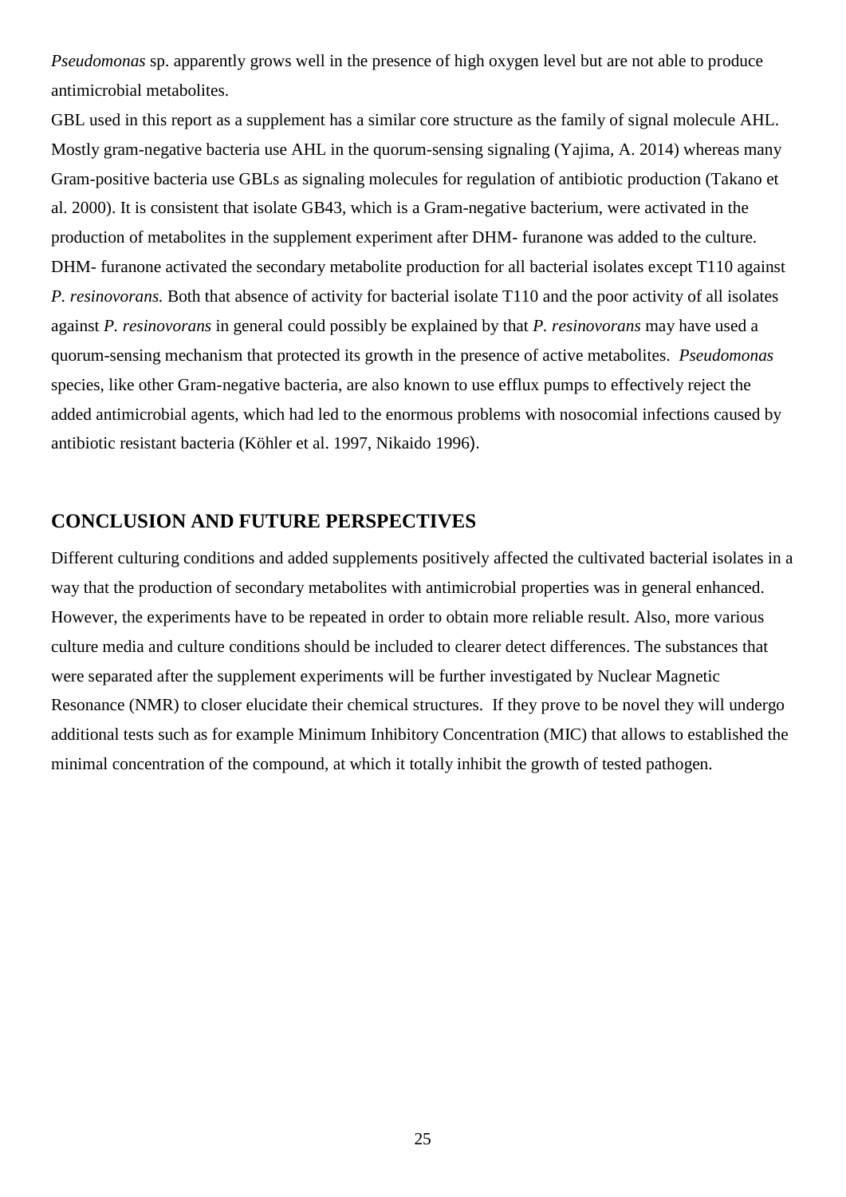*Pseudomonas* sp. apparently grows well in the presence of high oxygen level but are not able to produce antimicrobial metabolites.

GBL used in this report as a supplement has a similar core structure as the family of signal molecule AHL. Mostly gram-negative bacteria use AHL in the quorum-sensing signaling (Yajima, A. 2014) whereas many Gram-positive bacteria use GBLs as signaling molecules for regulation of antibiotic production (Takano et al. 2000). It is consistent that isolate GB43, which is a Gram-negative bacterium, were activated in the production of metabolites in the supplement experiment after DHM- furanone was added to the culture. DHM- furanone activated the secondary metabolite production for all bacterial isolates except T110 against *P. resinovorans.* Both that absence of activity for bacterial isolate T110 and the poor activity of all isolates against *P. resinovorans* in general could possibly be explained by that *P. resinovorans* may have used a quorum-sensing mechanism that protected its growth in the presence of active metabolites. *Pseudomonas* species, like other Gram-negative bacteria, are also known to use efflux pumps to effectively reject the added antimicrobial agents, which had led to the enormous problems with nosocomial infections caused by antibiotic resistant bacteria (Köhler et al. 1997, Nikaido 1996).

## CONCLUSION AND FUTURE PERSPECTIVES

Different culturing conditions and added supplements positively affected the cultivated bacterial isolates in a way that the production of secondary metabolites with antimicrobial properties was in general enhanced. However, the experiments have to be repeated in order to obtain more reliable result. Also, more various culture media and culture conditions should be included to clearer detect differences. The substances that were separated after the supplement experiments will be further investigated by Nuclear Magnetic Resonance (NMR) to closer elucidate their chemical structures. If they prove to be novel they will undergo additional tests such as for example Minimum Inhibitory Concentration (MIC) that allows to established the minimal concentration of the compound, at which it totally inhibit the growth of tested pathogen.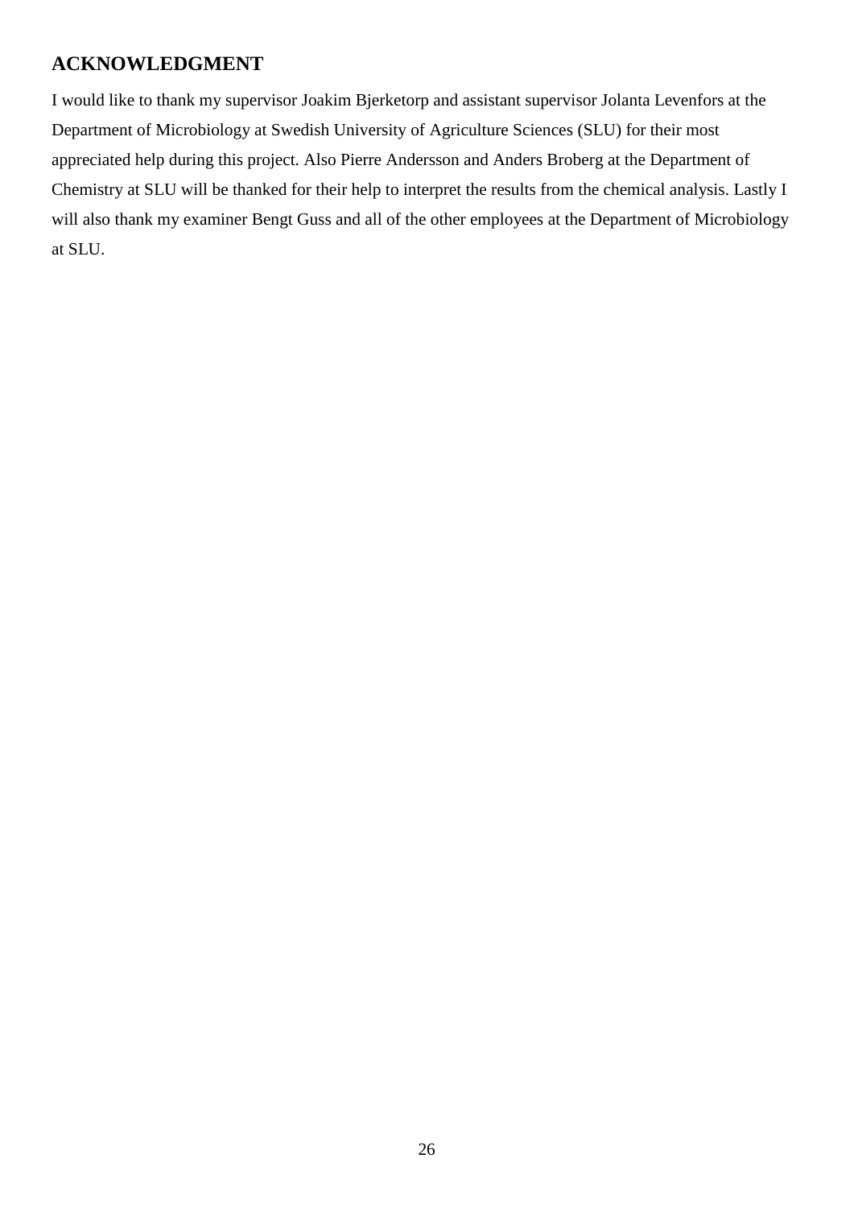## ACKNOWLEDGMENT

I would like to thank my supervisor Joakim Bjerketorp and assistant supervisor Jolanta Levenfors at the Department of Microbiology at Swedish University of Agriculture Sciences (SLU) for their most appreciated help during this project. Also Pierre Andersson and Anders Broberg at the Department of Chemistry at SLU will be thanked for their help to interpret the results from the chemical analysis. Lastly I will also thank my examiner Bengt Guss and all of the other employees at the Department of Microbiology at SLU.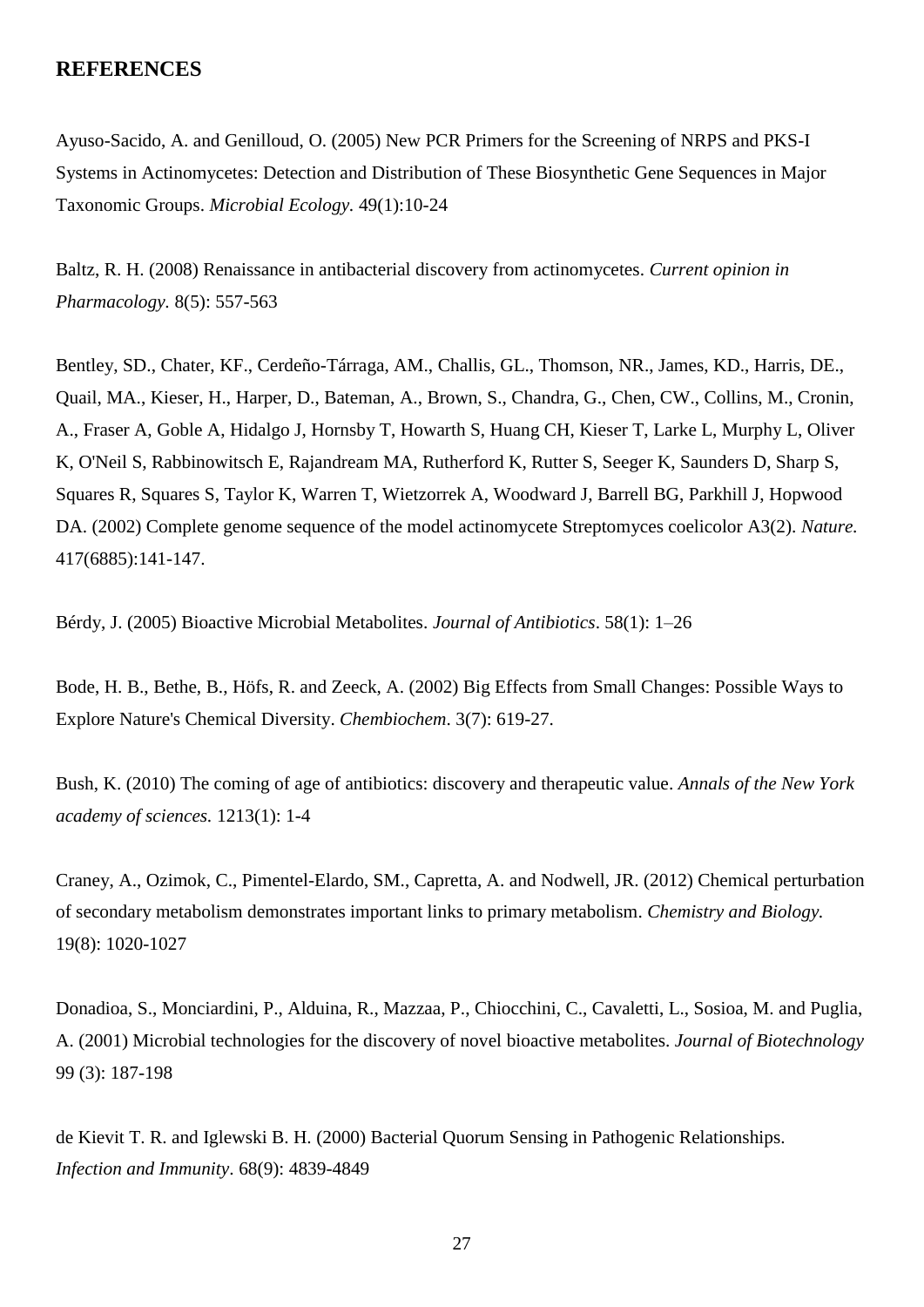## REFERENCES

Ayuso-Sacido, A. and Genilloud, O. (2005) New PCR Primers for the Screening of NRPS and PKS-I Systems in Actinomycetes: Detection and Distribution of These Biosynthetic Gene Sequences in Major Taxonomic Groups. *Microbial Ecology.* 49(1):10-24

Baltz, R. H. (2008) Renaissance in antibacterial discovery from actinomycetes. *Current opinion in Pharmacology.* 8(5): 557-563

Bentley, SD., Chater, KF., Cerdeño-Tárraga, AM., Challis, GL., Thomson, NR., James, KD., Harris, DE., Quail, MA., Kieser, H., Harper, D., Bateman, A., Brown, S., Chandra, G., Chen, CW., Collins, M., Cronin, A., Fraser A, Goble A, Hidalgo J, Hornsby T, Howarth S, Huang CH, Kieser T, Larke L, Murphy L, Oliver K, O'Neil S, Rabbinowitsch E, Rajandream MA, Rutherford K, Rutter S, Seeger K, Saunders D, Sharp S, Squares R, Squares S, Taylor K, Warren T, Wietzorrek A, Woodward J, Barrell BG, Parkhill J, Hopwood DA. (2002) Complete genome sequence of the model actinomycete Streptomyces coelicolor A3(2). *Nature.* 417(6885):141-147.

Bérdy, J. (2005) Bioactive Microbial Metabolites. *Journal of Antibiotics*. 58(1): 1–26

Bode, H. B., Bethe, B., Höfs, R. and Zeeck, A. (2002) Big Effects from Small Changes: Possible Ways to Explore Nature's Chemical Diversity. *Chembiochem*. 3(7): 619-27.

Bush, K. (2010) The coming of age of antibiotics: discovery and therapeutic value. *Annals of the New York academy of sciences.* 1213(1): 1-4

Craney, A., Ozimok, C., Pimentel-Elardo, SM., Capretta, A. and Nodwell, JR. (2012) Chemical perturbation of secondary metabolism demonstrates important links to primary metabolism. *Chemistry and Biology.* 19(8): 1020-1027

Donadioa, S., Monciardini, P., Alduina, R., Mazzaa, P., Chiocchini, C., Cavaletti, L., Sosioa, M. and Puglia, A. (2001) Microbial technologies for the discovery of novel bioactive metabolites. *Journal of Biotechnology* 99 (3): 187-198

de Kievit T. R. and Iglewski B. H. (2000) Bacterial Quorum Sensing in Pathogenic Relationships. *Infection and Immunity*. 68(9): 4839-4849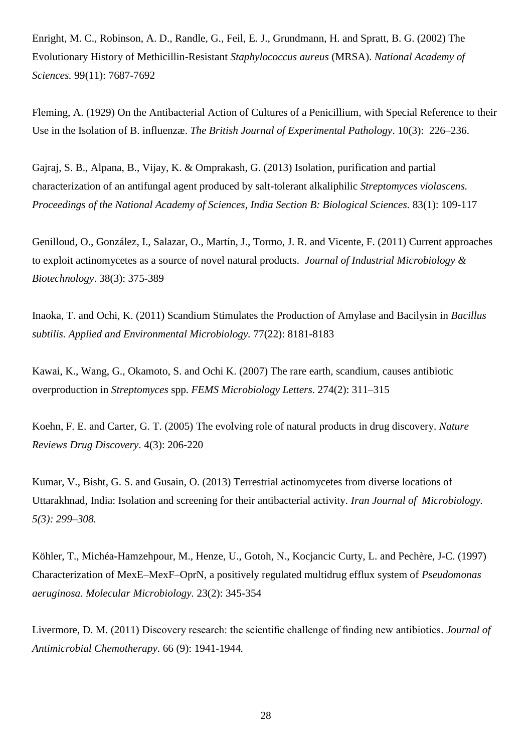Enright, M. C., Robinson, A. D., Randle, G., Feil, E. J., Grundmann, H. and Spratt, B. G. (2002) The Evolutionary History of Methicillin-Resistant *Staphylococcus aureus* (MRSA). *National Academy of Sciences.* 99(11): 7687-7692

Fleming, A. (1929) On the Antibacterial Action of Cultures of a Penicillium, with Special Reference to their Use in the Isolation of B. influenzæ. *The British Journal of Experimental Pathology*. 10(3): 226–236.

Gajraj, S. B., Alpana, B., Vijay, K. & Omprakash, G. (2013) Isolation, purification and partial characterization of an antifungal agent produced by salt-tolerant alkaliphilic *Streptomyces violascens. Proceedings of the National Academy of Sciences, India Section B: Biological Sciences.* 83(1): 109-117

Genilloud, O., González, I., Salazar, O., Martín, J., Tormo, J. R. and Vicente, F. (2011) Current approaches to exploit actinomycetes as a source of novel natural products. *Journal of Industrial Microbiology & Biotechnology*. 38(3): 375-389

Inaoka, T. and Ochi, K. (2011) Scandium Stimulates the Production of Amylase and Bacilysin in *Bacillus subtilis. Applied and Environmental Microbiology.* 77(22): 8181-8183

Kawai, K., Wang, G., Okamoto, S. and Ochi K. (2007) The rare earth, scandium, causes antibiotic overproduction in *Streptomyces* spp. *FEMS Microbiology Letters.* 274(2): 311–315

Koehn, F. E. and Carter, G. T. (2005) The evolving role of natural products in drug discovery. *Nature Reviews Drug Discovery*. 4(3): 206-220

Kumar, V., Bisht, G. S. and Gusain, O. (2013) Terrestrial actinomycetes from diverse locations of Uttarakhnad, India: Isolation and screening for their antibacterial activity. *Iran Journal of Microbiology. 5(3): 299–308.*

Köhler, T., Michéa-Hamzehpour, M., Henze, U., Gotoh, N., Kocjancic Curty, L. and Pechère, J-C. (1997) Characterization of MexE–MexF–OprN, a positively regulated multidrug efflux system of *Pseudomonas aeruginosa*. *Molecular Microbiology.* 23(2): 345-354

Livermore, D. M. (2011) Discovery research: the scientific challenge of finding new antibiotics. *Journal of Antimicrobial Chemotherapy.* 66 (9): 1941-1944.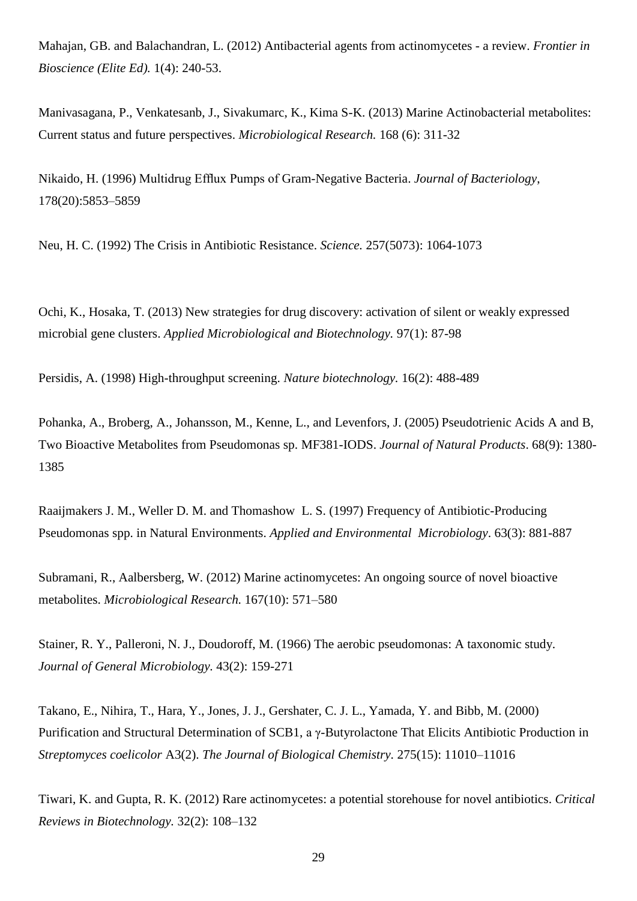Mahajan, GB. and Balachandran, L. (2012) Antibacterial agents from actinomycetes - a review. *Frontier in Bioscience (Elite Ed).* 1(4): 240-53.

Manivasagana, P., Venkatesanb, J., Sivakumarc, K., Kima S-K. (2013) Marine Actinobacterial metabolites: Current status and future perspectives. *Microbiological Research.* 168 (6): 311-32

Nikaido, H. (1996) Multidrug Efflux Pumps of Gram-Negative Bacteria. *Journal of Bacteriology*, 178(20):5853–5859

Neu, H. C. (1992) The Crisis in Antibiotic Resistance. *Science.* 257(5073): 1064-1073

Ochi, K., Hosaka, T. (2013) New strategies for drug discovery: activation of silent or weakly expressed microbial gene clusters. *Applied Microbiological and Biotechnology.* 97(1): 87-98

Persidis, A. (1998) High-throughput screening. *Nature biotechnology.* 16(2): 488-489

Pohanka, A., Broberg, A., Johansson, M., Kenne, L., and Levenfors, J. (2005) Pseudotrienic Acids A and B, Two Bioactive Metabolites from Pseudomonas sp. MF381-IODS. *Journal of Natural Products*. 68(9): 1380-1385

Raaijmakers J. M., Weller D. M. and Thomashow L. S. (1997) Frequency of Antibiotic-Producing Pseudomonas spp. in Natural Environments. *Applied and Environmental Microbiology*. 63(3): 881-887

Subramani, R., Aalbersberg, W. (2012) Marine actinomycetes: An ongoing source of novel bioactive metabolites. *Microbiological Research.* 167(10): 571–580

Stainer, R. Y., Palleroni, N. J., Doudoroff, M. (1966) The aerobic pseudomonas: A taxonomic study. *Journal of General Microbiology.* 43(2): 159-271

Takano, E., Nihira, T., Hara, Y., Jones, J. J., Gershater, C. J. L., Yamada, Y. and Bibb, M. (2000) Purification and Structural Determination of SCB1, a γ-Butyrolactone That Elicits Antibiotic Production in *Streptomyces coelicolor* A3(2). *The Journal of Biological Chemistry*. 275(15): 11010–11016

Tiwari, K. and Gupta, R. K. (2012) Rare actinomycetes: a potential storehouse for novel antibiotics. *Critical Reviews in Biotechnology.* 32(2): 108–132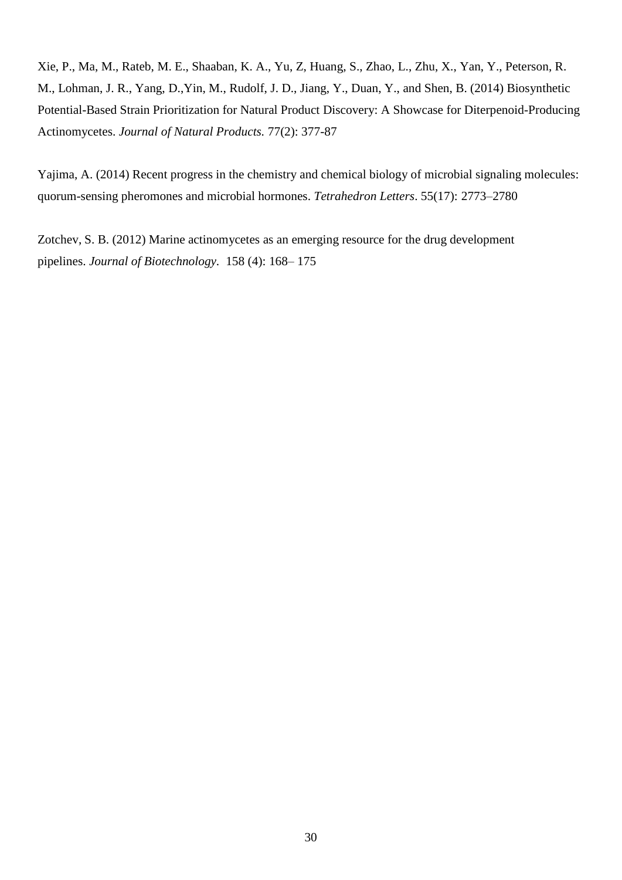Xie, P., Ma, M., Rateb, M. E., Shaaban, K. A., Yu, Z, Huang, S., Zhao, L., Zhu, X., Yan, Y., Peterson, R. M., Lohman, J. R., Yang, D.,Yin, M., Rudolf, J. D., Jiang, Y., Duan, Y., and Shen, B. (2014) Biosynthetic Potential-Based Strain Prioritization for Natural Product Discovery: A Showcase for Diterpenoid-Producing Actinomycetes. *Journal of Natural Products.* 77(2): 377-87

Yajima, A. (2014) Recent progress in the chemistry and chemical biology of microbial signaling molecules: quorum-sensing pheromones and microbial hormones. *Tetrahedron Letters*. 55(17): 2773–2780

Zotchev, S. B. (2012) Marine actinomycetes as an emerging resource for the drug development pipelines. *Journal of Biotechnology*. 158 (4): 168– 175